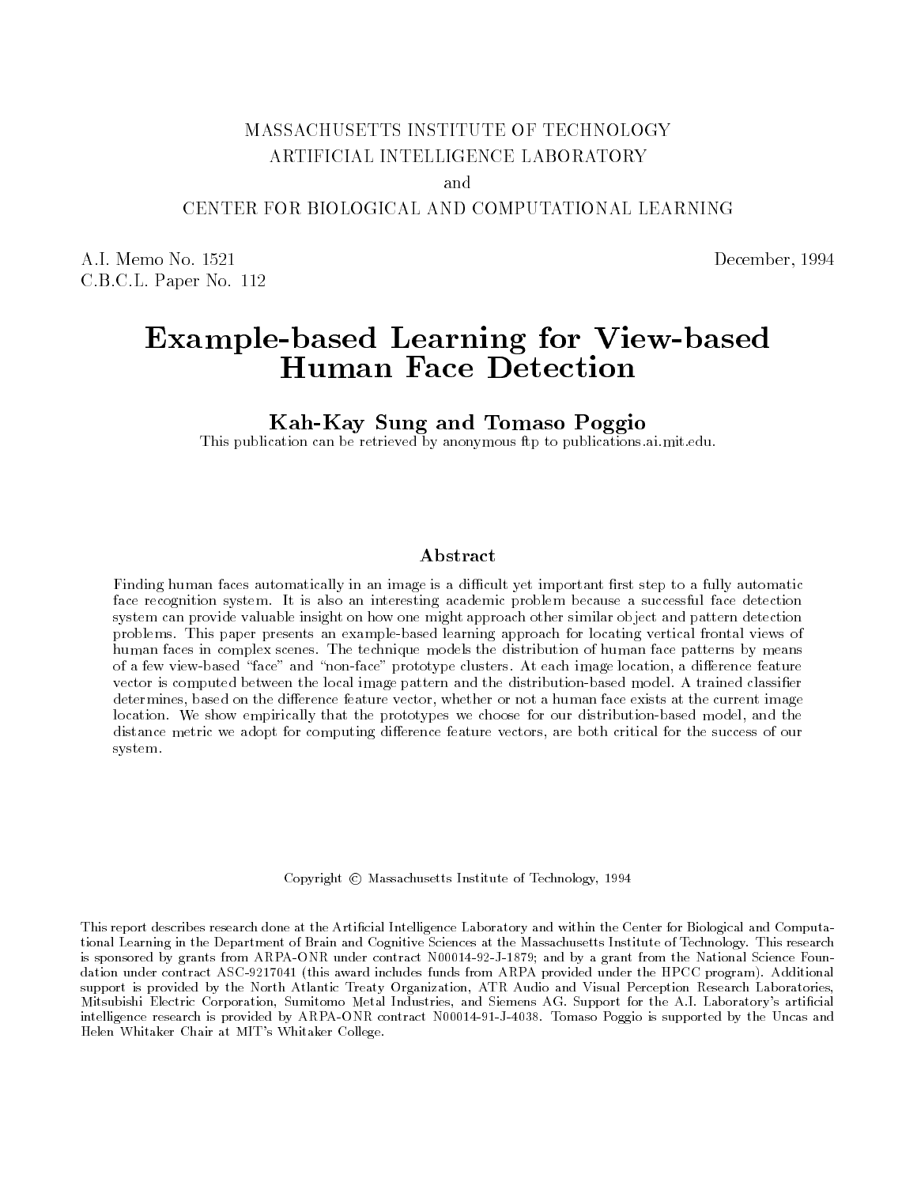MASSACHUSETTS INSTITUTE OF TECHNOLOGY
ARTIFICIAL INTELLIGENCE LABORATORY
and
CENTER FOR BIOLOGICAL AND COMPUTATIONAL LEARNING

A.I. Memo No. 1521
C.B.C.L. Paper No. 112

December, 1994

# Example-based Learning for View-based Human Face Detection

**Kah-Kay Sung and Tomaso Poggio**

This publication can be retrieved by anonymous ftp to publications.ai.mit.edu.

## Abstract

Finding human faces automatically in an image is a difficult yet important first step to a fully automatic face recognition system. It is also an interesting academic problem because a successful face detection system can provide valuable insight on how one might approach other similar object and pattern detection problems. This paper presents an example-based learning approach for locating vertical frontal views of human faces in complex scenes. The technique models the distribution of human face patterns by means of a few view-based "face" and "non-face" prototype clusters. At each image location, a difference feature vector is computed between the local image pattern and the distribution-based model. A trained classifier determines, based on the difference feature vector, whether or not a human face exists at the current image location. We show empirically that the prototypes we choose for our distribution-based model, and the distance metric we adopt for computing difference feature vectors, are both critical for the success of our system.

Copyright © Massachusetts Institute of Technology, 1994

This report describes research done at the Artificial Intelligence Laboratory and within the Center for Biological and Computational Learning in the Department of Brain and Cognitive Sciences at the Massachusetts Institute of Technology. This research is sponsored by grants from ARPA-ONR under contract N00014-92-J-1879; and by a grant from the National Science Foundation under contract ASC-9217041 (this award includes funds from ARPA provided under the HPCC program). Additional support is provided by the North Atlantic Treaty Organization, ATR Audio and Visual Perception Research Laboratories, Mitsubishi Electric Corporation, Sumitomo Metal Industries, and Siemens AG. Support for the A.I. Laboratory's artificial intelligence research is provided by ARPA-ONR contract N00014-91-J-4038. Tomaso Poggio is supported by the Uncas and Helen Whitaker Chair at MIT's Whitaker College.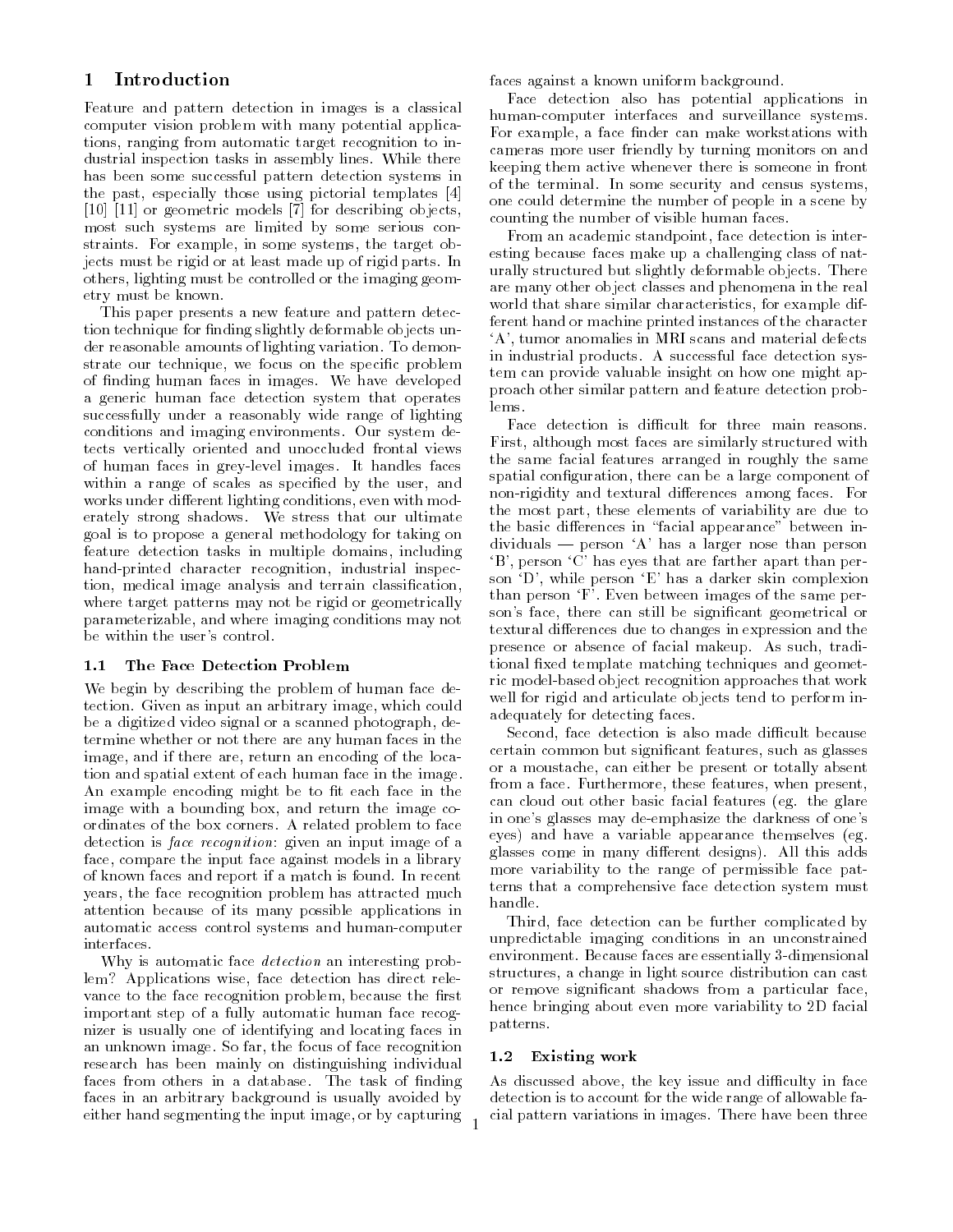# 1 Introduction

Feature and pattern detection in images is a classical computer vision problem with many potential applications, ranging from automatic target recognition to industrial inspection tasks in assembly lines. While there has been some successful pattern detection systems in the past, especially those using pictorial templates [4] [10] [11] or geometric models [7] for describing objects, most such systems are limited by some serious constraints. For example, in some systems, the target objects must be rigid or at least made up of rigid parts. In others, lighting must be controlled or the imaging geometry must be known.

This paper presents a new feature and pattern detection technique for finding slightly deformable objects under reasonable amounts of lighting variation. To demonstrate our technique, we focus on the specific problem of finding human faces in images. We have developed a generic human face detection system that operates successfully under a reasonably wide range of lighting conditions and imaging environments. Our system detects vertically oriented and unoccluded frontal views of human faces in grey-level images. It handles faces within a range of scales as specified by the user, and works under different lighting conditions, even with moderately strong shadows. We stress that our ultimate goal is to propose a general methodology for taking on feature detection tasks in multiple domains, including hand-printed character recognition, industrial inspection, medical image analysis and terrain classification, where target patterns may not be rigid or geometrically parameterizable, and where imaging conditions may not be within the user's control.

## 1.1 The Face Detection Problem

We begin by describing the problem of human face detection. Given as input an arbitrary image, which could be a digitized video signal or a scanned photograph, determine whether or not there are any human faces in the image, and if there are, return an encoding of the location and spatial extent of each human face in the image. An example encoding might be to fit each face in the image with a bounding box, and return the image coordinates of the box corners. A related problem to face detection is *face recognition*: given an input image of a face, compare the input face against models in a library of known faces and report if a match is found. In recent years, the face recognition problem has attracted much attention because of its many possible applications in automatic access control systems and human-computer interfaces.

Why is automatic face *detection* an interesting problem? Applications wise, face detection has direct relevance to the face recognition problem, because the first important step of a fully automatic human face recognizer is usually one of identifying and locating faces in an unknown image. So far, the focus of face recognition research has been mainly on distinguishing individual faces from others in a database. The task of finding faces in an arbitrary background is usually avoided by either hand segmenting the input image, or by capturing faces against a known uniform background.

Face detection also has potential applications in human-computer interfaces and surveillance systems. For example, a face finder can make workstations with cameras more user friendly by turning monitors on and keeping them active whenever there is someone in front of the terminal. In some security and census systems, one could determine the number of people in a scene by counting the number of visible human faces.

From an academic standpoint, face detection is interesting because faces make up a challenging class of naturally structured but slightly deformable objects. There are many other object classes and phenomena in the real world that share similar characteristics, for example different hand or machine printed instances of the character 'A', tumor anomalies in MRI scans and material defects in industrial products. A successful face detection system can provide valuable insight on how one might approach other similar pattern and feature detection problems.

Face detection is difficult for three main reasons. First, although most faces are similarly structured with the same facial features arranged in roughly the same spatial configuration, there can be a large component of non-rigidity and textural differences among faces. For the most part, these elements of variability are due to the basic differences in "facial appearance" between individuals — person 'A' has a larger nose than person 'B', person 'C' has eyes that are farther apart than person 'D', while person 'E' has a darker skin complexion than person 'F'. Even between images of the same person's face, there can still be significant geometrical or textural differences due to changes in expression and the presence or absence of facial makeup. As such, traditional fixed template matching techniques and geometric model-based object recognition approaches that work well for rigid and articulate objects tend to perform inadequately for detecting faces.

Second, face detection is also made difficult because certain common but significant features, such as glasses or a moustache, can either be present or totally absent from a face. Furthermore, these features, when present, can cloud out other basic facial features (eg. the glare in one's glasses may de-emphasize the darkness of one's eyes) and have a variable appearance themselves (eg. glasses come in many different designs). All this adds more variability to the range of permissible face patterns that a comprehensive face detection system must handle.

Third, face detection can be further complicated by unpredictable imaging conditions in an unconstrained environment. Because faces are essentially 3-dimensional structures, a change in light source distribution can cast or remove significant shadows from a particular face, hence bringing about even more variability to 2D facial patterns.

## 1.2 Existing work

As discussed above, the key issue and difficulty in face detection is to account for the wide range of allowable facial pattern variations in images. There have been three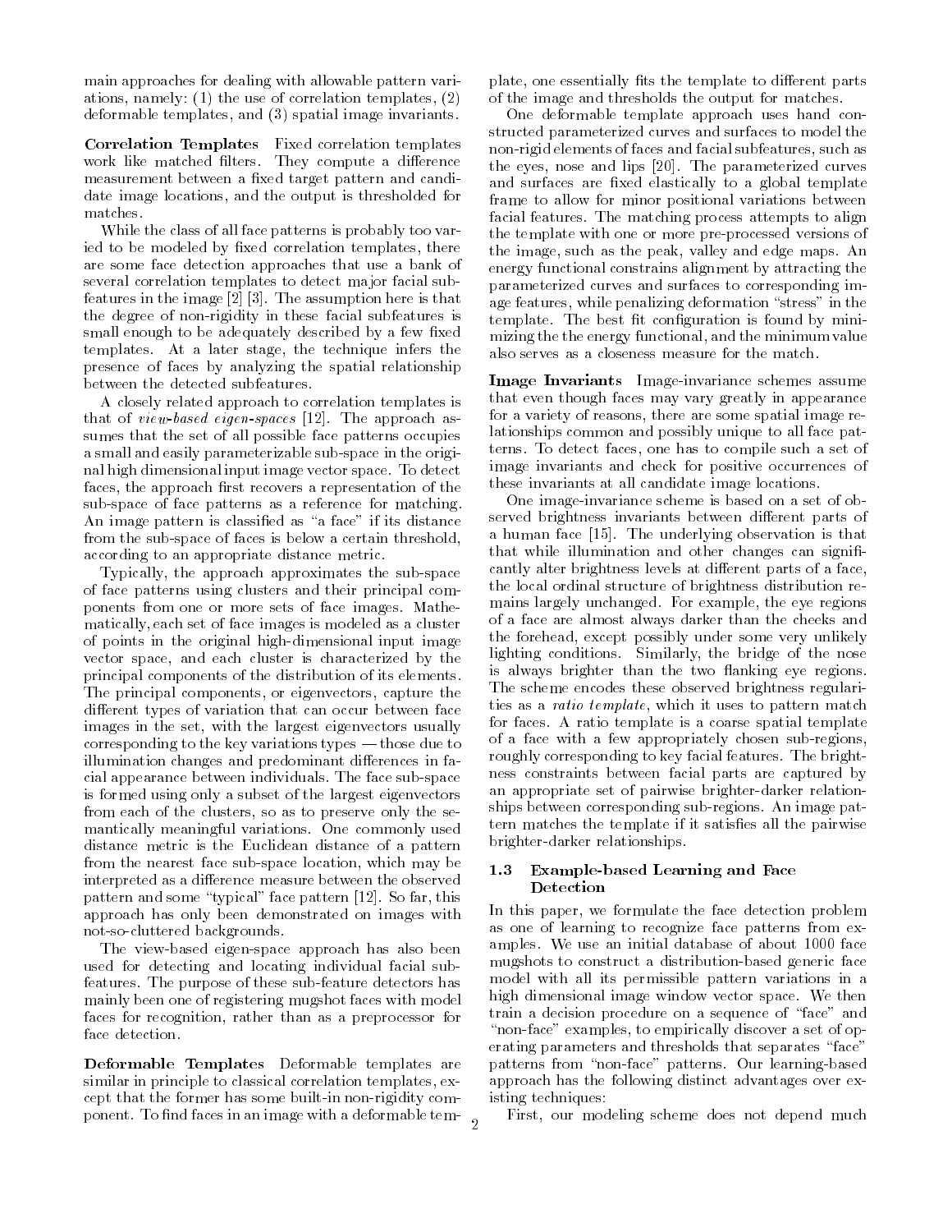main approaches for dealing with allowable pattern variations, namely: (1) the use of correlation templates, (2) deformable templates, and (3) spatial image invariants.

**Correlation Templates** Fixed correlation templates work like matched filters. They compute a difference measurement between a fixed target pattern and candidate image locations, and the output is thresholded for matches.

While the class of all face patterns is probably too varied to be modeled by fixed correlation templates, there are some face detection approaches that use a bank of several correlation templates to detect major facial subfeatures in the image [2] [3]. The assumption here is that the degree of non-rigidity in these facial subfeatures is small enough to be adequately described by a few fixed templates. At a later stage, the technique infers the presence of faces by analyzing the spatial relationship between the detected subfeatures.

A closely related approach to correlation templates is that of *view-based eigen-spaces* [12]. The approach assumes that the set of all possible face patterns occupies a small and easily parameterizable sub-space in the original high dimensional input image vector space. To detect faces, the approach first recovers a representation of the sub-space of face patterns as a reference for matching. An image pattern is classified as "a face" if its distance from the sub-space of faces is below a certain threshold, according to an appropriate distance metric.

Typically, the approach approximates the sub-space of face patterns using clusters and their principal components from one or more sets of face images. Mathematically, each set of face images is modeled as a cluster of points in the original high-dimensional input image vector space, and each cluster is characterized by the principal components of the distribution of its elements. The principal components, or eigenvectors, capture the different types of variation that can occur between face images in the set, with the largest eigenvectors usually corresponding to the key variations types — those due to illumination changes and predominant differences in facial appearance between individuals. The face sub-space is formed using only a subset of the largest eigenvectors from each of the clusters, so as to preserve only the semantically meaningful variations. One commonly used distance metric is the Euclidean distance of a pattern from the nearest face sub-space location, which may be interpreted as a difference measure between the observed pattern and some "typical" face pattern [12]. So far, this approach has only been demonstrated on images with not-so-cluttered backgrounds.

The view-based eigen-space approach has also been used for detecting and locating individual facial subfeatures. The purpose of these sub-feature detectors has mainly been one of registering mugshot faces with model faces for recognition, rather than as a preprocessor for face detection.

**Deformable Templates** Deformable templates are similar in principle to classical correlation templates, except that the former has some built-in non-rigidity component. To find faces in an image with a deformable template, one essentially fits the template to different parts of the image and thresholds the output for matches.

One deformable template approach uses hand constructed parameterized curves and surfaces to model the non-rigid elements of faces and facial subfeatures, such as the eyes, nose and lips [20]. The parameterized curves and surfaces are fixed elastically to a global template frame to allow for minor positional variations between facial features. The matching process attempts to align the template with one or more pre-processed versions of the image, such as the peak, valley and edge maps. An energy functional constrains alignment by attracting the parameterized curves and surfaces to corresponding image features, while penalizing deformation "stress" in the template. The best fit configuration is found by minimizing the the energy functional, and the minimum value also serves as a closeness measure for the match.

**Image Invariants** Image-invariance schemes assume that even though faces may vary greatly in appearance for a variety of reasons, there are some spatial image relationships common and possibly unique to all face patterns. To detect faces, one has to compile such a set of image invariants and check for positive occurrences of these invariants at all candidate image locations.

One image-invariance scheme is based on a set of observed brightness invariants between different parts of a human face [15]. The underlying observation is that that while illumination and other changes can significantly alter brightness levels at different parts of a face, the local ordinal structure of brightness distribution remains largely unchanged. For example, the eye regions of a face are almost always darker than the cheeks and the forehead, except possibly under some very unlikely lighting conditions. Similarly, the bridge of the nose is always brighter than the two flanking eye regions. The scheme encodes these observed brightness regularities as a *ratio template*, which it uses to pattern match for faces. A ratio template is a coarse spatial template of a face with a few appropriately chosen sub-regions, roughly corresponding to key facial features. The brightness constraints between facial parts are captured by an appropriate set of pairwise brighter-darker relationships between corresponding sub-regions. An image pattern matches the template if it satisfies all the pairwise brighter-darker relationships.

### 1.3 Example-based Learning and Face Detection

In this paper, we formulate the face detection problem as one of learning to recognize face patterns from examples. We use an initial database of about 1000 face mugshots to construct a distribution-based generic face model with all its permissible pattern variations in a high dimensional image window vector space. We then train a decision procedure on a sequence of "face" and "non-face" examples, to empirically discover a set of operating parameters and thresholds that separates "face" patterns from "non-face" patterns. Our learning-based approach has the following distinct advantages over existing techniques:

First, our modeling scheme does not depend much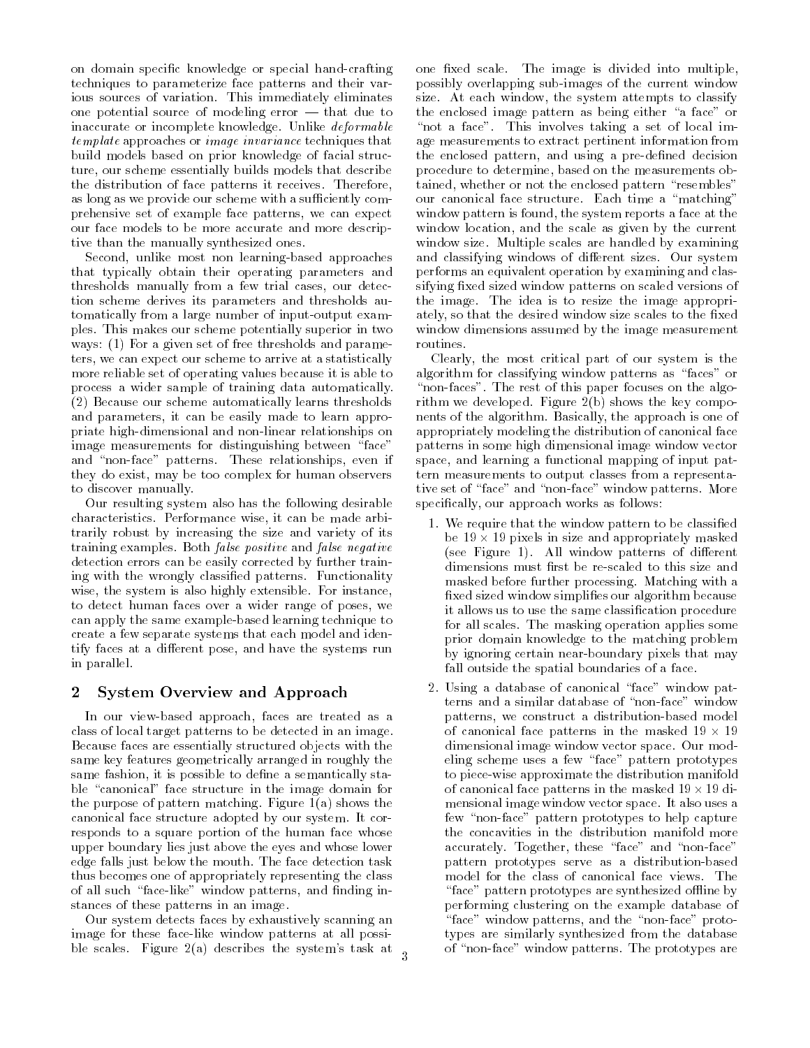on domain specific knowledge or special hand-crafting techniques to parameterize face patterns and their various sources of variation. This immediately eliminates one potential source of modeling error — that due to inaccurate or incomplete knowledge. Unlike *deformable template* approaches or *image invariance* techniques that build models based on prior knowledge of facial structure, our scheme essentially builds models that describe the distribution of face patterns it receives. Therefore, as long as we provide our scheme with a sufficiently comprehensive set of example face patterns, we can expect our face models to be more accurate and more descriptive than the manually synthesized ones.

Second, unlike most non learning-based approaches that typically obtain their operating parameters and thresholds manually from a few trial cases, our detection scheme derives its parameters and thresholds automatically from a large number of input-output examples. This makes our scheme potentially superior in two ways: (1) For a given set of free thresholds and parameters, we can expect our scheme to arrive at a statistically more reliable set of operating values because it is able to process a wider sample of training data automatically. (2) Because our scheme automatically learns thresholds and parameters, it can be easily made to learn appropriate high-dimensional and non-linear relationships on image measurements for distinguishing between "face" and "non-face" patterns. These relationships, even if they do exist, may be too complex for human observers to discover manually.

Our resulting system also has the following desirable characteristics. Performance wise, it can be made arbitrarily robust by increasing the size and variety of its training examples. Both *false positive* and *false negative* detection errors can be easily corrected by further training with the wrongly classified patterns. Functionality wise, the system is also highly extensible. For instance, to detect human faces over a wider range of poses, we can apply the same example-based learning technique to create a few separate systems that each model and identify faces at a different pose, and have the systems run in parallel.

## 2 System Overview and Approach

In our view-based approach, faces are treated as a class of local target patterns to be detected in an image. Because faces are essentially structured objects with the same key features geometrically arranged in roughly the same fashion, it is possible to define a semantically stable "canonical" face structure in the image domain for the purpose of pattern matching. Figure 1(a) shows the canonical face structure adopted by our system. It corresponds to a square portion of the human face whose upper boundary lies just above the eyes and whose lower edge falls just below the mouth. The face detection task thus becomes one of appropriately representing the class of all such "face-like" window patterns, and finding instances of these patterns in an image.

Our system detects faces by exhaustively scanning an image for these face-like window patterns at all possible scales. Figure 2(a) describes the system's task at one fixed scale. The image is divided into multiple, possibly overlapping sub-images of the current window size. At each window, the system attempts to classify the enclosed image pattern as being either "a face" or "not a face". This involves taking a set of local image measurements to extract pertinent information from the enclosed pattern, and using a pre-defined decision procedure to determine, based on the measurements obtained, whether or not the enclosed pattern "resembles" our canonical face structure. Each time a "matching" window pattern is found, the system reports a face at the window location, and the scale as given by the current window size. Multiple scales are handled by examining and classifying windows of different sizes. Our system performs an equivalent operation by examining and classifying fixed sized window patterns on scaled versions of the image. The idea is to resize the image appropriately, so that the desired window size scales to the fixed window dimensions assumed by the image measurement routines.

Clearly, the most critical part of our system is the algorithm for classifying window patterns as "faces" or "non-faces". The rest of this paper focuses on the algorithm we developed. Figure 2(b) shows the key components of the algorithm. Basically, the approach is one of appropriately modeling the distribution of canonical face patterns in some high dimensional image window vector space, and learning a functional mapping of input pattern measurements to output classes from a representative set of "face" and "non-face" window patterns. More specifically, our approach works as follows:

1. We require that the window pattern to be classified be $19 \times 19$ pixels in size and appropriately masked (see Figure 1). All window patterns of different dimensions must first be re-scaled to this size and masked before further processing. Matching with a fixed sized window simplifies our algorithm because it allows us to use the same classification procedure for all scales. The masking operation applies some prior domain knowledge to the matching problem by ignoring certain near-boundary pixels that may fall outside the spatial boundaries of a face.

2. Using a database of canonical "face" window patterns and a similar database of "non-face" window patterns, we construct a distribution-based model of canonical face patterns in the masked $19 \times 19$ dimensional image window vector space. Our modeling scheme uses a few "face" pattern prototypes to piece-wise approximate the distribution manifold of canonical face patterns in the masked $19 \times 19$ dimensional image window vector space. It also uses a few "non-face" pattern prototypes to help capture the concavities in the distribution manifold more accurately. Together, these "face" and "non-face" pattern prototypes serve as a distribution-based model for the class of canonical face views. The "face" pattern prototypes are synthesized offline by performing clustering on the example database of "face" window patterns, and the "non-face" prototypes are similarly synthesized from the database of "non-face" window patterns. The prototypes are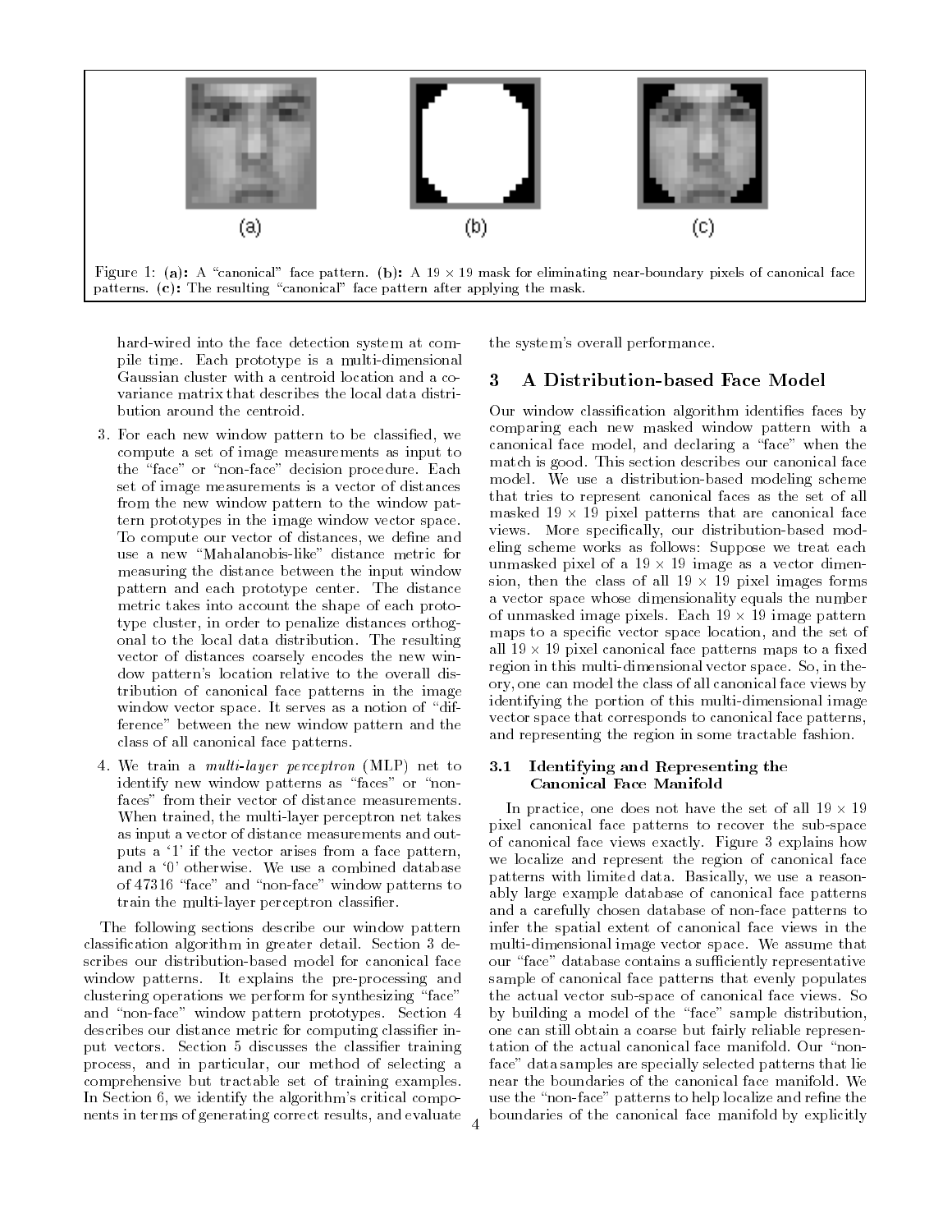Figure 1: **(a):** A "canonical" face pattern. **(b):** A $19 \times 19$ mask for eliminating near-boundary pixels of canonical face patterns. **(c):** The resulting "canonical" face pattern after applying the mask.

hard-wired into the face detection system at compile time. Each prototype is a multi-dimensional Gaussian cluster with a centroid location and a covariance matrix that describes the local data distribution around the centroid.

3. For each new window pattern to be classified, we compute a set of image measurements as input to the "face" or "non-face" decision procedure. Each set of image measurements is a vector of distances from the new window pattern to the window pattern prototypes in the image window vector space. To compute our vector of distances, we define and use a new "Mahalanobis-like" distance metric for measuring the distance between the input window pattern and each prototype center. The distance metric takes into account the shape of each prototype cluster, in order to penalize distances orthogonal to the local data distribution. The resulting vector of distances coarsely encodes the new window pattern's location relative to the overall distribution of canonical face patterns in the image window vector space. It serves as a notion of "difference" between the new window pattern and the class of all canonical face patterns.

4. We train a *multi-layer perceptron* (MLP) net to identify new window patterns as "faces" or "non-faces" from their vector of distance measurements. When trained, the multi-layer perceptron net takes as input a vector of distance measurements and outputs a '1' if the vector arises from a face pattern, and a '0' otherwise. We use a combined database of 47316 "face" and "non-face" window patterns to train the multi-layer perceptron classifier.

The following sections describe our window pattern classification algorithm in greater detail. Section 3 describes our distribution-based model for canonical face window patterns. It explains the pre-processing and clustering operations we perform for synthesizing "face" and "non-face" window pattern prototypes. Section 4 describes our distance metric for computing classifier input vectors. Section 5 discusses the classifier training process, and in particular, our method of selecting a comprehensive but tractable set of training examples. In Section 6, we identify the algorithm's critical components in terms of generating correct results, and evaluate the system's overall performance.

## 3 A Distribution-based Face Model

Our window classification algorithm identifies faces by comparing each new masked window pattern with a canonical face model, and declaring a "face" when the match is good. This section describes our canonical face model. We use a distribution-based modeling scheme that tries to represent canonical faces as the set of all masked $19 \times 19$ pixel patterns that are canonical face views. More specifically, our distribution-based modeling scheme works as follows: Suppose we treat each unmasked pixel of a $19 \times 19$ image as a vector dimension, then the class of all $19 \times 19$ pixel images forms a vector space whose dimensionality equals the number of unmasked image pixels. Each $19 \times 19$ image pattern maps to a specific vector space location, and the set of all $19 \times 19$ pixel canonical face patterns maps to a fixed region in this multi-dimensional vector space. So, in theory, one can model the class of all canonical face views by identifying the portion of this multi-dimensional image vector space that corresponds to canonical face patterns, and representing the region in some tractable fashion.

### 3.1 Identifying and Representing the Canonical Face Manifold

In practice, one does not have the set of all $19 \times 19$ pixel canonical face patterns to recover the sub-space of canonical face views exactly. Figure 3 explains how we localize and represent the region of canonical face patterns with limited data. Basically, we use a reasonably large example database of canonical face patterns and a carefully chosen database of non-face patterns to infer the spatial extent of canonical face views in the multi-dimensional image vector space. We assume that our "face" database contains a sufficiently representative sample of canonical face patterns that evenly populates the actual vector sub-space of canonical face views. So by building a model of the "face" sample distribution, one can still obtain a coarse but fairly reliable representation of the actual canonical face manifold. Our "non-face" data samples are specially selected patterns that lie near the boundaries of the canonical face manifold. We use the "non-face" patterns to help localize and refine the boundaries of the canonical face manifold by explicitly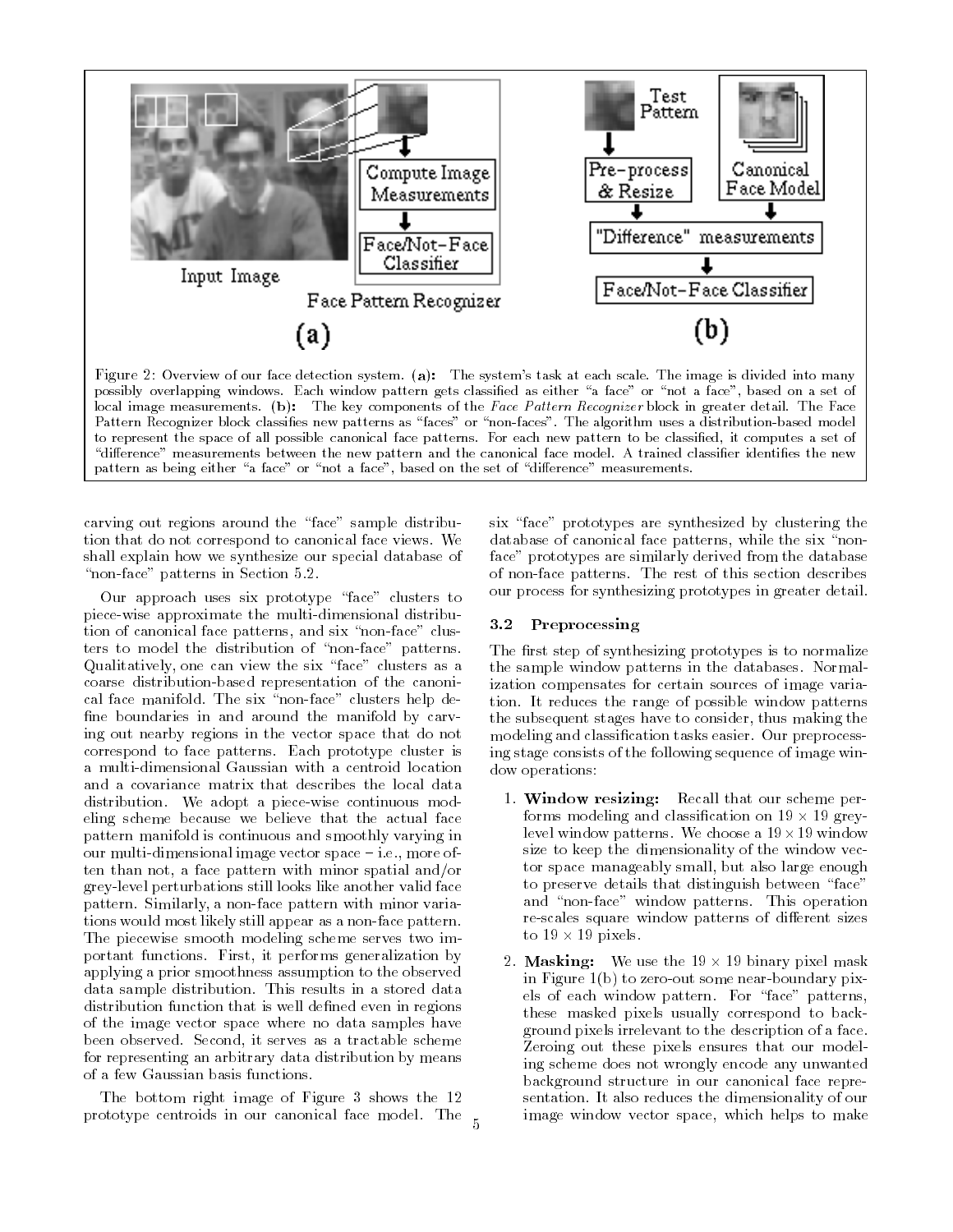Figure 2: Overview of our face detection system. **(a):** The system's task at each scale. The image is divided into many possibly overlapping windows. Each window pattern gets classified as either "a face" or "not a face", based on a set of local image measurements. **(b):** The key components of the *Face Pattern Recognizer* block in greater detail. The Face Pattern Recognizer block classifies new patterns as "faces" or "non-faces". The algorithm uses a distribution-based model to represent the space of all possible canonical face patterns. For each new pattern to be classified, it computes a set of "difference" measurements between the new pattern and the canonical face model. A trained classifier identifies the new pattern as being either "a face" or "not a face", based on the set of "difference" measurements.

carving out regions around the "face" sample distribution that do not correspond to canonical face views. We shall explain how we synthesize our special database of "non-face" patterns in Section 5.2.

Our approach uses six prototype "face" clusters to piece-wise approximate the multi-dimensional distribution of canonical face patterns, and six "non-face" clusters to model the distribution of "non-face" patterns. Qualitatively, one can view the six "face" clusters as a coarse distribution-based representation of the canonical face manifold. The six "non-face" clusters help define boundaries in and around the manifold by carving out nearby regions in the vector space that do not correspond to face patterns. Each prototype cluster is a multi-dimensional Gaussian with a centroid location and a covariance matrix that describes the local data distribution. We adopt a piece-wise continuous modeling scheme because we believe that the actual face pattern manifold is continuous and smoothly varying in our multi-dimensional image vector space – i.e., more often than not, a face pattern with minor spatial and/or grey-level perturbations still looks like another valid face pattern. Similarly, a non-face pattern with minor variations would most likely still appear as a non-face pattern. The piecewise smooth modeling scheme serves two important functions. First, it performs generalization by applying a prior smoothness assumption to the observed data sample distribution. This results in a stored data distribution function that is well defined even in regions of the image vector space where no data samples have been observed. Second, it serves as a tractable scheme for representing an arbitrary data distribution by means of a few Gaussian basis functions.

The bottom right image of Figure 3 shows the 12 prototype centroids in our canonical face model. The six "face" prototypes are synthesized by clustering the database of canonical face patterns, while the six "non-face" prototypes are similarly derived from the database of non-face patterns. The rest of this section describes our process for synthesizing prototypes in greater detail.

### 3.2 Preprocessing

The first step of synthesizing prototypes is to normalize the sample window patterns in the databases. Normalization compensates for certain sources of image variation. It reduces the range of possible window patterns the subsequent stages have to consider, thus making the modeling and classification tasks easier. Our preprocessing stage consists of the following sequence of image window operations:

1. **Window resizing:** Recall that our scheme performs modeling and classification on $19 \times 19$ grey-level window patterns. We choose a $19 \times 19$ window size to keep the dimensionality of the window vector space manageably small, but also large enough to preserve details that distinguish between "face" and "non-face" window patterns. This operation re-scales square window patterns of different sizes to $19 \times 19$ pixels.

2. **Masking:** We use the $19 \times 19$ binary pixel mask in Figure 1(b) to zero-out some near-boundary pixels of each window pattern. For "face" patterns, these masked pixels usually correspond to background pixels irrelevant to the description of a face. Zeroing out these pixels ensures that our modeling scheme does not wrongly encode any unwanted background structure in our canonical face representation. It also reduces the dimensionality of our image window vector space, which helps to make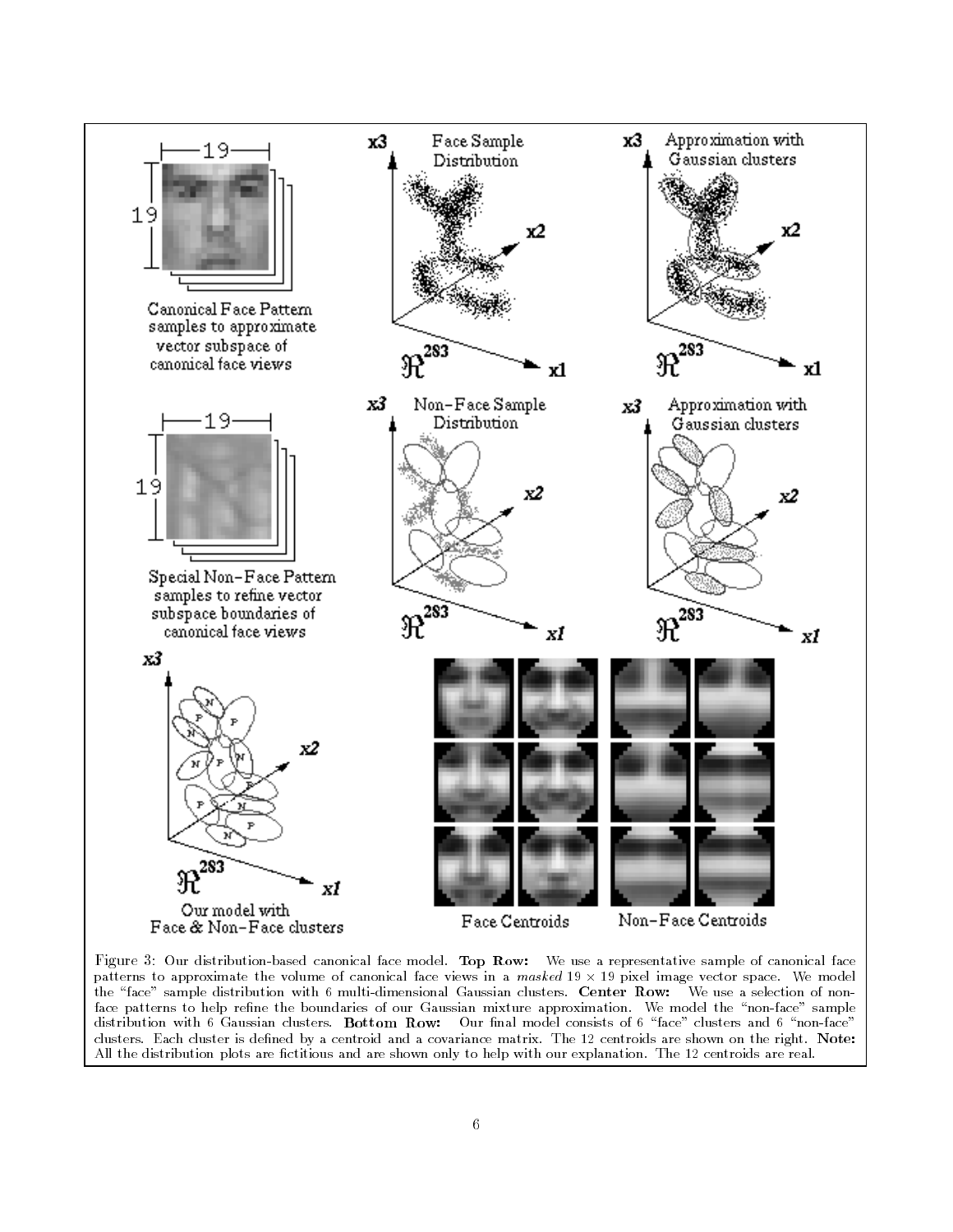Figure 3: Our distribution-based canonical face model. **Top Row:** We use a representative sample of canonical face patterns to approximate the volume of canonical face views in a *masked* $19 \times 19$ pixel image vector space. We model the "face" sample distribution with 6 multi-dimensional Gaussian clusters. **Center Row:** We use a selection of non-face patterns to help refine the boundaries of our Gaussian mixture approximation. We model the "non-face" sample distribution with 6 Gaussian clusters. **Bottom Row:** Our final model consists of 6 "face" clusters and 6 "non-face" clusters. Each cluster is defined by a centroid and a covariance matrix. The 12 centroids are shown on the right. **Note:** All the distribution plots are fictitious and are shown only to help with our explanation. The 12 centroids are real.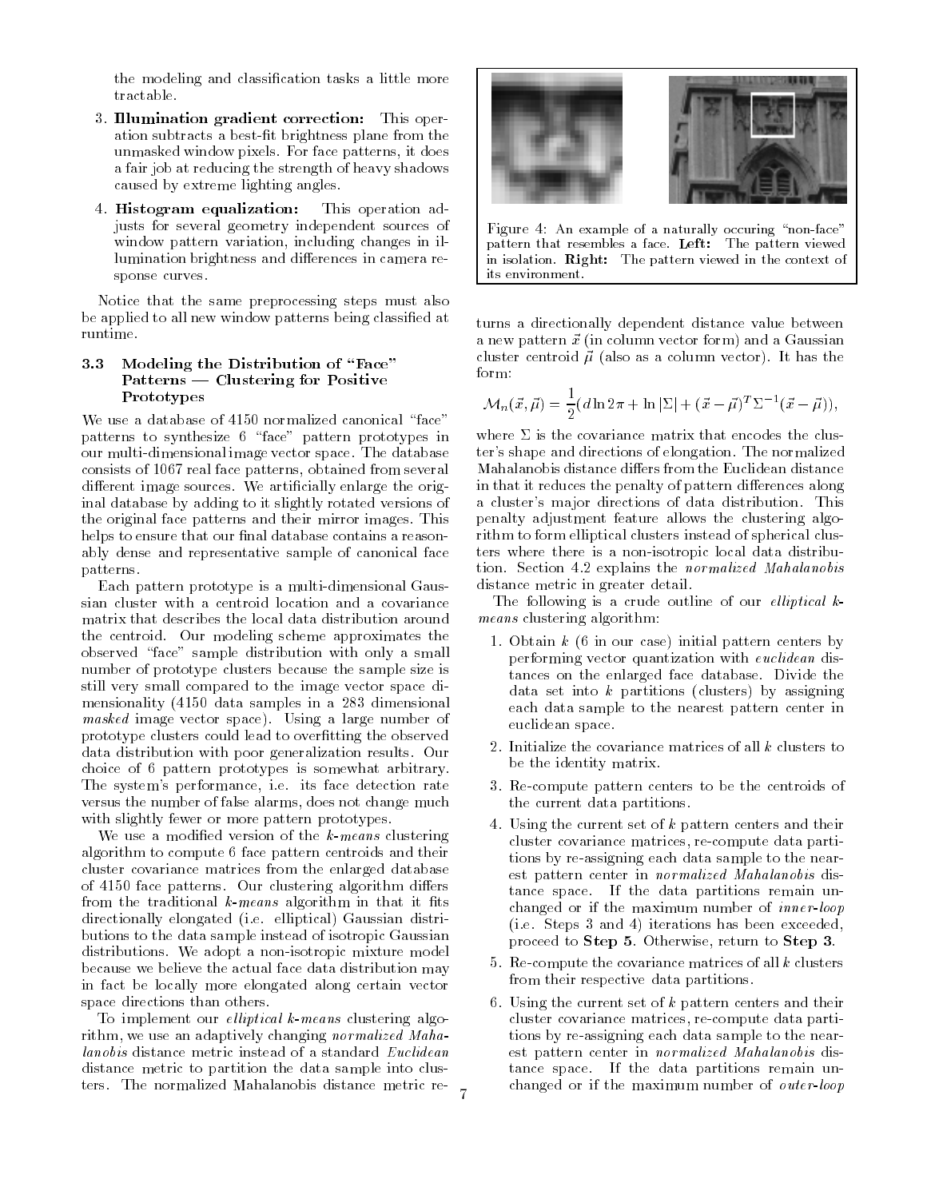the modeling and classification tasks a little more tractable.

3. **Illumination gradient correction:** This operation subtracts a best-fit brightness plane from the unmasked window pixels. For face patterns, it does a fair job at reducing the strength of heavy shadows caused by extreme lighting angles.

4. **Histogram equalization:** This operation adjusts for several geometry independent sources of window pattern variation, including changes in illumination brightness and differences in camera response curves.

Notice that the same preprocessing steps must also be applied to all new window patterns being classified at runtime.

### 3.3 Modeling the Distribution of "Face" Patterns — Clustering for Positive Prototypes

We use a database of 4150 normalized canonical "face" patterns to synthesize 6 "face" pattern prototypes in our multi-dimensional image vector space. The database consists of 1067 real face patterns, obtained from several different image sources. We artificially enlarge the original database by adding to it slightly rotated versions of the original face patterns and their mirror images. This helps to ensure that our final database contains a reasonably dense and representative sample of canonical face patterns.

Each pattern prototype is a multi-dimensional Gaussian cluster with a centroid location and a covariance matrix that describes the local data distribution around the centroid. Our modeling scheme approximates the observed "face" sample distribution with only a small number of prototype clusters because the sample size is still very small compared to the image vector space dimensionality (4150 data samples in a 283 dimensional *masked* image vector space). Using a large number of prototype clusters could lead to overfitting the observed data distribution with poor generalization results. Our choice of 6 pattern prototypes is somewhat arbitrary. The system's performance, i.e. its face detection rate versus the number of false alarms, does not change much with slightly fewer or more pattern prototypes.

We use a modified version of the *k-means* clustering algorithm to compute 6 face pattern centroids and their cluster covariance matrices from the enlarged database of 4150 face patterns. Our clustering algorithm differs from the traditional *k-means* algorithm in that it fits directionally elongated (i.e. elliptical) Gaussian distributions to the data sample instead of isotropic Gaussian distributions. We adopt a non-isotropic mixture model because we believe the actual face data distribution may in fact be locally more elongated along certain vector space directions than others.

To implement our *elliptical k-means* clustering algorithm, we use an adaptively changing *normalized Mahalanobis* distance metric instead of a standard *Euclidean* distance metric to partition the data sample into clusters. The normalized Mahalanobis distance metric returns a directionally dependent distance value between a new pattern $\vec{x}$ (in column vector form) and a Gaussian cluster centroid $\vec{\mu}$ (also as a column vector). It has the form:

$$\mathcal{M}_n(\vec{x},\vec{\mu}) = \frac{1}{2}(d\ln 2\pi + \ln|\Sigma| + (\vec{x}-\vec{\mu})^T\Sigma^{-1}(\vec{x}-\vec{\mu})),$$

Figure 4: An example of a naturally occuring "non-face" pattern that resembles a face. **Left:** The pattern viewed in isolation. **Right:** The pattern viewed in the context of its environment.

where $\Sigma$ is the covariance matrix that encodes the cluster's shape and directions of elongation. The normalized Mahalanobis distance differs from the Euclidean distance in that it reduces the penalty of pattern differences along a cluster's major directions of data distribution. This penalty adjustment feature allows the clustering algorithm to form elliptical clusters instead of spherical clusters where there is a non-isotropic local data distribution. Section 4.2 explains the *normalized Mahalanobis* distance metric in greater detail.

The following is a crude outline of our *elliptical k-means* clustering algorithm:

1. Obtain $k$ (6 in our case) initial pattern centers by performing vector quantization with *euclidean* distances on the enlarged face database. Divide the data set into $k$ partitions (clusters) by assigning each data sample to the nearest pattern center in euclidean space.

2. Initialize the covariance matrices of all $k$ clusters to be the identity matrix.

3. Re-compute pattern centers to be the centroids of the current data partitions.

4. Using the current set of $k$ pattern centers and their cluster covariance matrices, re-compute data partitions by re-assigning each data sample to the nearest pattern center in *normalized Mahalanobis* distance space. If the data partitions remain unchanged or if the maximum number of *inner-loop* (i.e. Steps 3 and 4) iterations has been exceeded, proceed to **Step 5**. Otherwise, return to **Step 3**.

5. Re-compute the covariance matrices of all $k$ clusters from their respective data partitions.

6. Using the current set of $k$ pattern centers and their cluster covariance matrices, re-compute data partitions by re-assigning each data sample to the nearest pattern center in *normalized Mahalanobis* distance space. If the data partitions remain unchanged or if the maximum number of *outer-loop*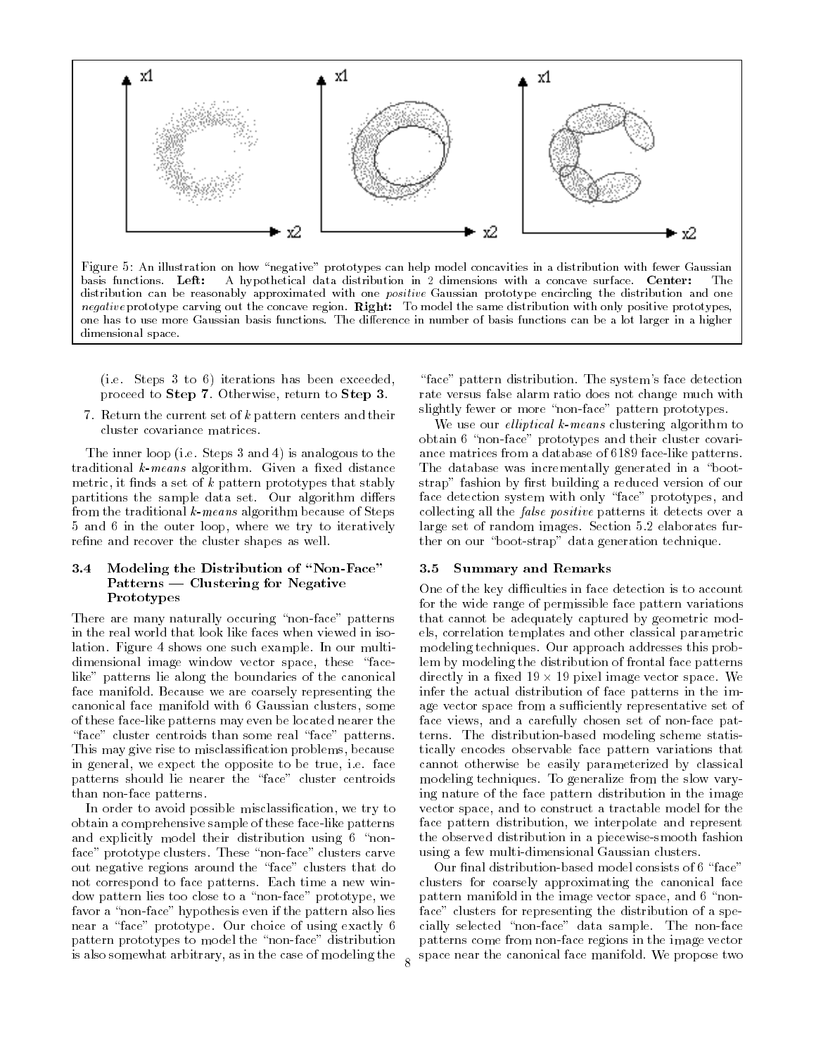Figure 5: An illustration on how "negative" prototypes can help model concavities in a distribution with fewer Gaussian basis functions. **Left:** A hypothetical data distribution in 2 dimensions with a concave surface. **Center:** The distribution can be reasonably approximated with one *positive* Gaussian prototype encircling the distribution and one *negative* prototype carving out the concave region. **Right:** To model the same distribution with only positive prototypes, one has to use more Gaussian basis functions. The difference in number of basis functions can be a lot larger in a higher dimensional space.

(i.e. Steps 3 to 6) iterations has been exceeded, proceed to **Step 7**. Otherwise, return to **Step 3**.

7. Return the current set of $k$ pattern centers and their cluster covariance matrices.

The inner loop (i.e. Steps 3 and 4) is analogous to the traditional *k-means* algorithm. Given a fixed distance metric, it finds a set of $k$ pattern prototypes that stably partitions the sample data set. Our algorithm differs from the traditional *k-means* algorithm because of Steps 5 and 6 in the outer loop, where we try to iteratively refine and recover the cluster shapes as well.

### 3.4 Modeling the Distribution of "Non-Face" Patterns — Clustering for Negative Prototypes

There are many naturally occuring "non-face" patterns in the real world that look like faces when viewed in isolation. Figure 4 shows one such example. In our multi-dimensional image window vector space, these "face-like" patterns lie along the boundaries of the canonical face manifold. Because we are coarsely representing the canonical face manifold with 6 Gaussian clusters, some of these face-like patterns may even be located nearer the "face" cluster centroids than some real "face" patterns. This may give rise to misclassification problems, because in general, we expect the opposite to be true, i.e. face patterns should lie nearer the "face" cluster centroids than non-face patterns.

In order to avoid possible misclassification, we try to obtain a comprehensive sample of these face-like patterns and explicitly model their distribution using 6 "non-face" prototype clusters. These "non-face" clusters carve out negative regions around the "face" clusters that do not correspond to face patterns. Each time a new window pattern lies too close to a "non-face" prototype, we favor a "non-face" hypothesis even if the pattern also lies near a "face" prototype. Our choice of using exactly 6 pattern prototypes to model the "non-face" distribution is also somewhat arbitrary, as in the case of modeling the "face" pattern distribution. The system's face detection rate versus false alarm ratio does not change much with slightly fewer or more "non-face" pattern prototypes.

We use our *elliptical k-means* clustering algorithm to obtain 6 "non-face" prototypes and their cluster covariance matrices from a database of 6189 face-like patterns. The database was incrementally generated in a "boot-strap" fashion by first building a reduced version of our face detection system with only "face" prototypes, and collecting all the *false positive* patterns it detects over a large set of random images. Section 5.2 elaborates further on our "boot-strap" data generation technique.

### 3.5 Summary and Remarks

One of the key difficulties in face detection is to account for the wide range of permissible face pattern variations that cannot be adequately captured by geometric models, correlation templates and other classical parametric modeling techniques. Our approach addresses this problem by modeling the distribution of frontal face patterns directly in a fixed $19 \times 19$ pixel image vector space. We infer the actual distribution of face patterns in the image vector space from a sufficiently representative set of face views, and a carefully chosen set of non-face patterns. The distribution-based modeling scheme statistically encodes observable face pattern variations that cannot otherwise be easily parameterized by classical modeling techniques. To generalize from the slow varying nature of the face pattern distribution in the image vector space, and to construct a tractable model for the face pattern distribution, we interpolate and represent the observed distribution in a piecewise-smooth fashion using a few multi-dimensional Gaussian clusters.

Our final distribution-based model consists of 6 "face" clusters for coarsely approximating the canonical face pattern manifold in the image vector space, and 6 "non-face" clusters for representing the distribution of a specially selected "non-face" data sample. The non-face patterns come from non-face regions in the image vector space near the canonical face manifold. We propose two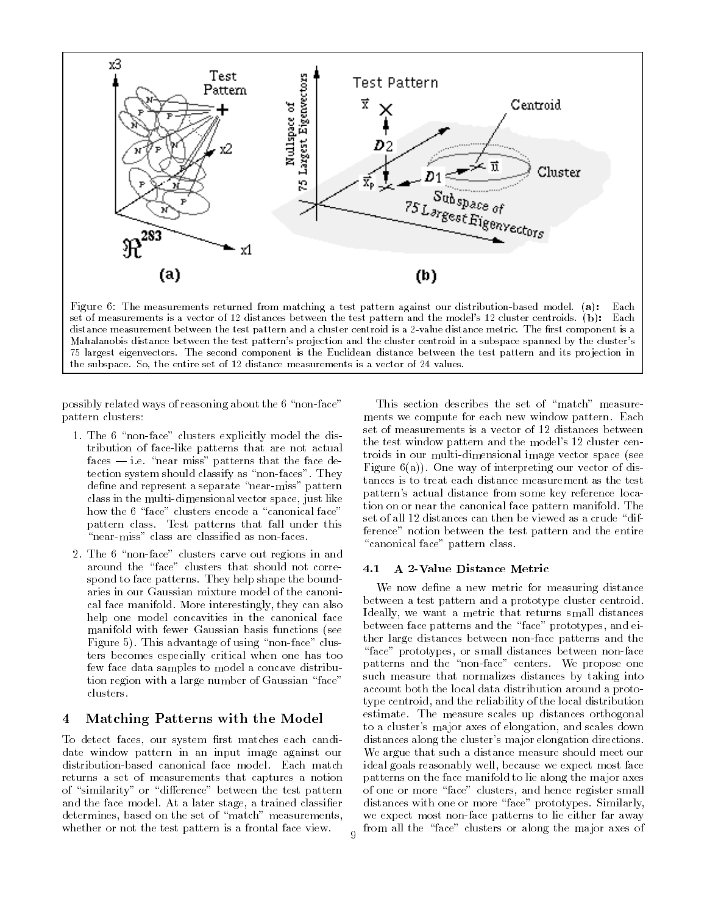Figure 6: The measurements returned from matching a test pattern against our distribution-based model. **(a):** Each set of measurements is a vector of 12 distances between the test pattern and the model's 12 cluster centroids. **(b):** Each distance measurement between the test pattern and a cluster centroid is a 2-value distance metric. The first component is a Mahalanobis distance between the test pattern's projection and the cluster centroid in a subspace spanned by the cluster's 75 largest eigenvectors. The second component is the Euclidean distance between the test pattern and its projection in the subspace. So, the entire set of 12 distance measurements is a vector of 24 values.

possibly related ways of reasoning about the 6 "non-face" pattern clusters:

1. The 6 "non-face" clusters explicitly model the distribution of face-like patterns that are not actual faces — i.e. "near miss" patterns that the face detection system should classify as "non-faces". They define and represent a separate "near-miss" pattern class in the multi-dimensional vector space, just like how the 6 "face" clusters encode a "canonical face" pattern class. Test patterns that fall under this "near-miss" class are classified as non-faces.

2. The 6 "non-face" clusters carve out regions in and around the "face" clusters that should not correspond to face patterns. They help shape the boundaries in our Gaussian mixture model of the canonical face manifold. More interestingly, they can also help one model concavities in the canonical face manifold with fewer Gaussian basis functions (see Figure 5). This advantage of using "non-face" clusters becomes especially critical when one has too few face data samples to model a concave distribution region with a large number of Gaussian "face" clusters.

## 4 Matching Patterns with the Model

To detect faces, our system first matches each candidate window pattern in an input image against our distribution-based canonical face model. Each match returns a set of measurements that captures a notion of "similarity" or "difference" between the test pattern and the face model. At a later stage, a trained classifier determines, based on the set of "match" measurements, whether or not the test pattern is a frontal face view.

This section describes the set of "match" measurements we compute for each new window pattern. Each set of measurements is a vector of 12 distances between the test window pattern and the model's 12 cluster centroids in our multi-dimensional image vector space (see Figure 6(a)). One way of interpreting our vector of distances is to treat each distance measurement as the test pattern's actual distance from some key reference location on or near the canonical face pattern manifold. The set of all 12 distances can then be viewed as a crude "difference" notion between the test pattern and the entire "canonical face" pattern class.

### 4.1 A 2-Value Distance Metric

We now define a new metric for measuring distance between a test pattern and a prototype cluster centroid. Ideally, we want a metric that returns small distances between face patterns and the "face" prototypes, and either large distances between non-face patterns and the "face" prototypes, or small distances between non-face patterns and the "non-face" centers. We propose one such measure that normalizes distances by taking into account both the local data distribution around a prototype centroid, and the reliability of the local distribution estimate. The measure scales up distances orthogonal to a cluster's major axes of elongation, and scales down distances along the cluster's major elongation directions. We argue that such a distance measure should meet our ideal goals reasonably well, because we expect most face patterns on the face manifold to lie along the major axes of one or more "face" clusters, and hence register small distances with one or more "face" prototypes. Similarly, we expect most non-face patterns to lie either far away from all the "face" clusters or along the major axes of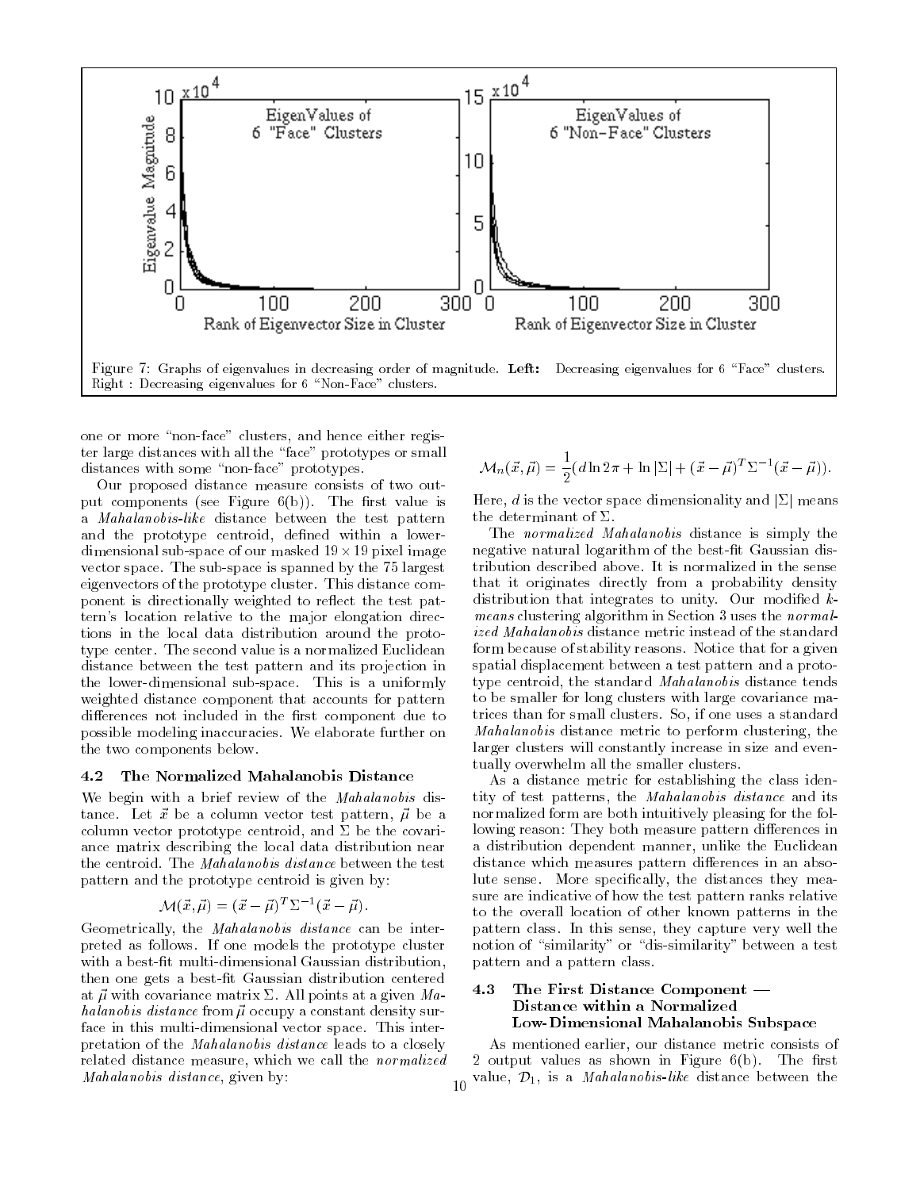Figure 7: Graphs of eigenvalues in decreasing order of magnitude. **Left:** Decreasing eigenvalues for 6 "Face" clusters. Right : Decreasing eigenvalues for 6 "Non-Face" clusters.

one or more "non-face" clusters, and hence either register large distances with all the "face" prototypes or small distances with some "non-face" prototypes.

Our proposed distance measure consists of two output components (see Figure 6(b)). The first value is a *Mahalanobis-like* distance between the test pattern and the prototype centroid, defined within a lower-dimensional sub-space of our masked $19 \times 19$ pixel image vector space. The sub-space is spanned by the 75 largest eigenvectors of the prototype cluster. This distance component is directionally weighted to reflect the test pattern's location relative to the major elongation directions in the local data distribution around the prototype center. The second value is a normalized Euclidean distance between the test pattern and its projection in the lower-dimensional sub-space. This is a uniformly weighted distance component that accounts for pattern differences not included in the first component due to possible modeling inaccuracies. We elaborate further on the two components below.

### 4.2 The Normalized Mahalanobis Distance

We begin with a brief review of the *Mahalanobis* distance. Let $\vec{x}$ be a column vector test pattern, $\vec{\mu}$ be a column vector prototype centroid, and $\Sigma$ be the covariance matrix describing the local data distribution near the centroid. The *Mahalanobis distance* between the test pattern and the prototype centroid is given by:

$$\mathcal{M}(\vec{x}, \vec{\mu}) = (\vec{x} - \vec{\mu})^T \Sigma^{-1} (\vec{x} - \vec{\mu}).$$

Geometrically, the *Mahalanobis distance* can be interpreted as follows. If one models the prototype cluster with a best-fit multi-dimensional Gaussian distribution, then one gets a best-fit Gaussian distribution centered at $\vec{\mu}$ with covariance matrix $\Sigma$. All points at a given *Mahalanobis distance* from $\vec{\mu}$ occupy a constant density surface in this multi-dimensional vector space. This interpretation of the *Mahalanobis distance* leads to a closely related distance measure, which we call the *normalized Mahalanobis distance*, given by:

$$\mathcal{M}_n(\vec{x}, \vec{\mu}) = \frac{1}{2}(d \ln 2\pi + \ln |\Sigma| + (\vec{x} - \vec{\mu})^T \Sigma^{-1} (\vec{x} - \vec{\mu})).$$

Here, $d$ is the vector space dimensionality and $|\Sigma|$ means the determinant of $\Sigma$.

The *normalized Mahalanobis* distance is simply the negative natural logarithm of the best-fit Gaussian distribution described above. It is normalized in the sense that it originates directly from a probability density distribution that integrates to unity. Our modified *k-means* clustering algorithm in Section 3 uses the *normalized Mahalanobis* distance metric instead of the standard form because of stability reasons. Notice that for a given spatial displacement between a test pattern and a prototype centroid, the standard *Mahalanobis* distance tends to be smaller for long clusters with large covariance matrices than for small clusters. So, if one uses a standard *Mahalanobis* distance metric to perform clustering, the larger clusters will constantly increase in size and eventually overwhelm all the smaller clusters.

As a distance metric for establishing the class identity of test patterns, the *Mahalanobis distance* and its normalized form are both intuitively pleasing for the following reason: They both measure pattern differences in a distribution dependent manner, unlike the Euclidean distance which measures pattern differences in an absolute sense. More specifically, the distances they measure are indicative of how the test pattern ranks relative to the overall location of other known patterns in the pattern class. In this sense, they capture very well the notion of "similarity" or "dis-similarity" between a test pattern and a pattern class.

### 4.3 The First Distance Component — Distance within a Normalized Low-Dimensional Mahalanobis Subspace

As mentioned earlier, our distance metric consists of 2 output values as shown in Figure 6(b). The first value, $\mathcal{D}_1$, is a *Mahalanobis-like* distance between the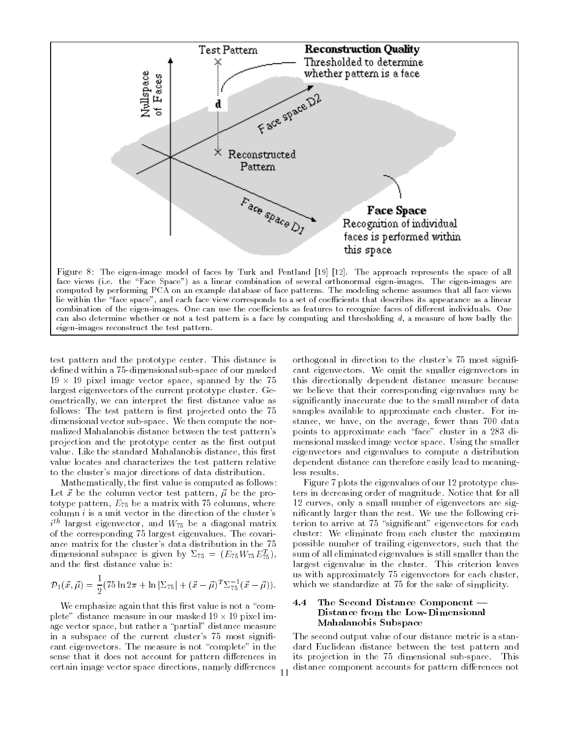Figure 8: The eigen-image model of faces by Turk and Pentland [19] [12]. The approach represents the space of all face views (i.e. the "Face Space") as a linear combination of several orthonormal eigen-images. The eigen-images are computed by performing PCA on an example database of face patterns. The modeling scheme assumes that all face views lie within the "face space", and each face view corresponds to a set of coefficients that describes its appearance as a linear combination of the eigen-images. One can use the coefficients as features to recognize faces of different individuals. One can also determine whether or not a test pattern is a face by computing and thresholding $d$, a measure of how badly the eigen-images reconstruct the test pattern.

test pattern and the prototype center. This distance is defined within a 75-dimensional sub-space of our masked $19 \times 19$ pixel image vector space, spanned by the 75 largest eigenvectors of the current prototype cluster. Geometrically, we can interpret the first distance value as follows: The test pattern is first projected onto the 75 dimensional vector sub-space. We then compute the normalized Mahalanobis distance between the test pattern's projection and the prototype center as the first output value. Like the standard Mahalanobis distance, this first value locates and characterizes the test pattern relative to the cluster's major directions of data distribution.

Mathematically, the first value is computed as follows: Let $\vec{x}$ be the column vector test pattern, $\vec{\mu}$ be the prototype pattern, $E_{75}$ be a matrix with 75 columns, where column $i$ is a unit vector in the direction of the cluster's $i^{th}$ largest eigenvector, and $W_{75}$ be a diagonal matrix of the corresponding 75 largest eigenvalues. The covariance matrix for the cluster's data distribution in the 75 dimensional subspace is given by $\Sigma_{75} = (E_{75} W_{75} E_{75}^T)$, and the first distance value is:

$$\mathcal{D}_1(\vec{x}, \vec{\mu}) = \frac{1}{2}(75 \ln 2\pi + \ln |\Sigma_{75}| + (\vec{x} - \vec{\mu})^T \Sigma_{75}^{-1} (\vec{x} - \vec{\mu})).$$

We emphasize again that this first value is not a "complete" distance measure in our masked $19 \times 19$ pixel image vector space, but rather a "partial" distance measure in a subspace of the current cluster's 75 most significant eigenvectors. The measure is not "complete" in the sense that it does not account for pattern differences in certain image vector space directions, namely differences orthogonal in direction to the cluster's 75 most significant eigenvectors. We omit the smaller eigenvectors in this directionally dependent distance measure because we believe that their corresponding eigenvalues may be significantly inaccurate due to the small number of data samples available to approximate each cluster. For instance, we have, on the average, fewer than 700 data points to approximate each "face" cluster in a 283 dimensional masked image vector space. Using the smaller eigenvectors and eigenvalues to compute a distribution dependent distance can therefore easily lead to meaningless results.

Figure 7 plots the eigenvalues of our 12 prototype clusters in decreasing order of magnitude. Notice that for all 12 curves, only a small number of eigenvectors are significantly larger than the rest. We use the following criterion to arrive at 75 "significant" eigenvectors for each cluster: We eliminate from each cluster the maximum possible number of trailing eigenvectors, such that the sum of all eliminated eigenvalues is still smaller than the largest eigenvalue in the cluster. This criterion leaves us with approximately 75 eigenvectors for each cluster, which we standardize at 75 for the sake of simplicity.

### 4.4 The Second Distance Component — Distance from the Low-Dimensional Mahalanobis Subspace

The second output value of our distance metric is a standard Euclidean distance between the test pattern and its projection in the 75 dimensional sub-space. This distance component accounts for pattern differences not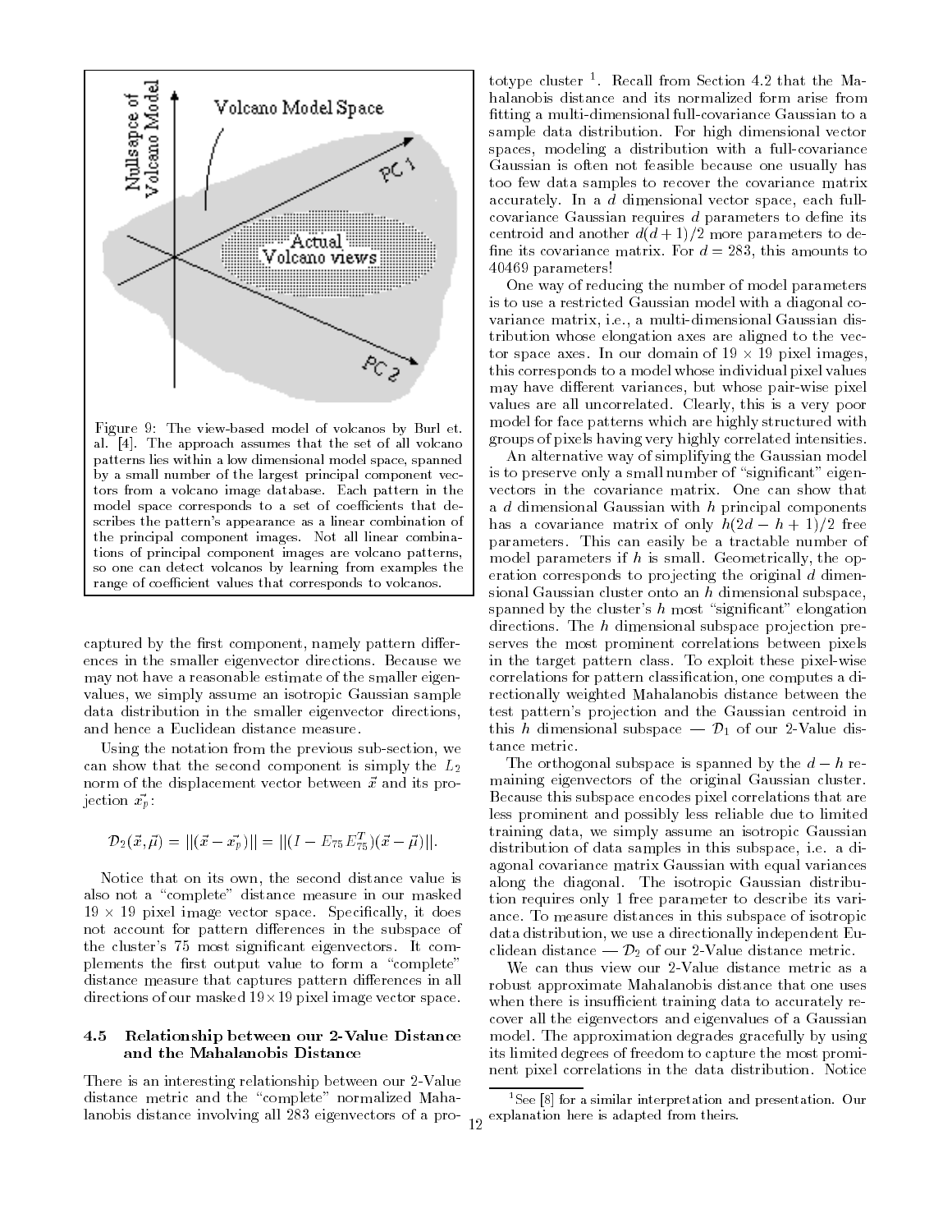Figure 9: The view-based model of volcanos by Burl et. al. [4]. The approach assumes that the set of all volcano patterns lies within a low dimensional model space, spanned by a small number of the largest principal component vectors from a volcano image database. Each pattern in the model space corresponds to a set of coefficients that describes the pattern's appearance as a linear combination of the principal component images. Not all linear combinations of principal component images are volcano patterns, so one can detect volcanos by learning from examples the range of coefficient values that corresponds to volcanos.

captured by the first component, namely pattern differences in the smaller eigenvector directions. Because we may not have a reasonable estimate of the smaller eigenvalues, we simply assume an isotropic Gaussian sample data distribution in the smaller eigenvector directions, and hence a Euclidean distance measure.

Using the notation from the previous sub-section, we can show that the second component is simply the $L_2$ norm of the displacement vector between $\vec{x}$ and its projection $\vec{x_p}$:

$$\mathcal{D}_2(\vec{x}, \vec{\mu}) = ||(\vec{x} - \vec{x_p})|| = ||(I - E_{75}E_{75}^T)(\vec{x} - \vec{\mu})||.$$

Notice that on its own, the second distance value is also not a "complete" distance measure in our masked $19 \times 19$ pixel image vector space. Specifically, it does not account for pattern differences in the subspace of the cluster's 75 most significant eigenvectors. It complements the first output value to form a "complete" distance measure that captures pattern differences in all directions of our masked $19 \times 19$ pixel image vector space.

### 4.5 Relationship between our 2-Value Distance and the Mahalanobis Distance

There is an interesting relationship between our 2-Value distance metric and the "complete" normalized Mahalanobis distance involving all 283 eigenvectors of a prototype cluster [1]. Recall from Section 4.2 that the Mahalanobis distance and its normalized form arise from fitting a multi-dimensional full-covariance Gaussian to a sample data distribution. For high dimensional vector spaces, modeling a distribution with a full-covariance Gaussian is often not feasible because one usually has too few data samples to recover the covariance matrix accurately. In a $d$ dimensional vector space, each full-covariance Gaussian requires $d$ parameters to define its centroid and another $d(d+1)/2$ more parameters to define its covariance matrix. For $d = 283$, this amounts to 40469 parameters!

One way of reducing the number of model parameters is to use a restricted Gaussian model with a diagonal covariance matrix, i.e., a multi-dimensional Gaussian distribution whose elongation axes are aligned to the vector space axes. In our domain of $19 \times 19$ pixel images, this corresponds to a model whose individual pixel values may have different variances, but whose pair-wise pixel values are all uncorrelated. Clearly, this is a very poor model for face patterns which are highly structured with groups of pixels having very highly correlated intensities.

An alternative way of simplifying the Gaussian model is to preserve only a small number of "significant" eigenvectors in the covariance matrix. One can show that a $d$ dimensional Gaussian with $h$ principal components has a covariance matrix of only $h(2d - h + 1)/2$ free parameters. This can easily be a tractable number of model parameters if $h$ is small. Geometrically, the operation corresponds to projecting the original $d$ dimensional Gaussian cluster onto an $h$ dimensional subspace, spanned by the cluster's $h$ most "significant" elongation directions. The $h$ dimensional subspace projection preserves the most prominent correlations between pixels in the target pattern class. To exploit these pixel-wise correlations for pattern classification, one computes a directionally weighted Mahalanobis distance between the test pattern's projection and the Gaussian centroid in this $h$ dimensional subspace — $\mathcal{D}_1$ of our 2-Value distance metric.

The orthogonal subspace is spanned by the $d - h$ remaining eigenvectors of the original Gaussian cluster. Because this subspace encodes pixel correlations that are less prominent and possibly less reliable due to limited training data, we simply assume an isotropic Gaussian distribution of data samples in this subspace, i.e. a diagonal covariance matrix Gaussian with equal variances along the diagonal. The isotropic Gaussian distribution requires only 1 free parameter to describe its variance. To measure distances in this subspace of isotropic data distribution, we use a directionally independent Euclidean distance — $\mathcal{D}_2$ of our 2-Value distance metric.

We can thus view our 2-Value distance metric as a robust approximate Mahalanobis distance that one uses when there is insufficient training data to accurately recover all the eigenvectors and eigenvalues of a Gaussian model. The approximation degrades gracefully by using its limited degrees of freedom to capture the most prominent pixel correlations in the data distribution. Notice

[1] See [8] for a similar interpretation and presentation. Our explanation here is adapted from theirs.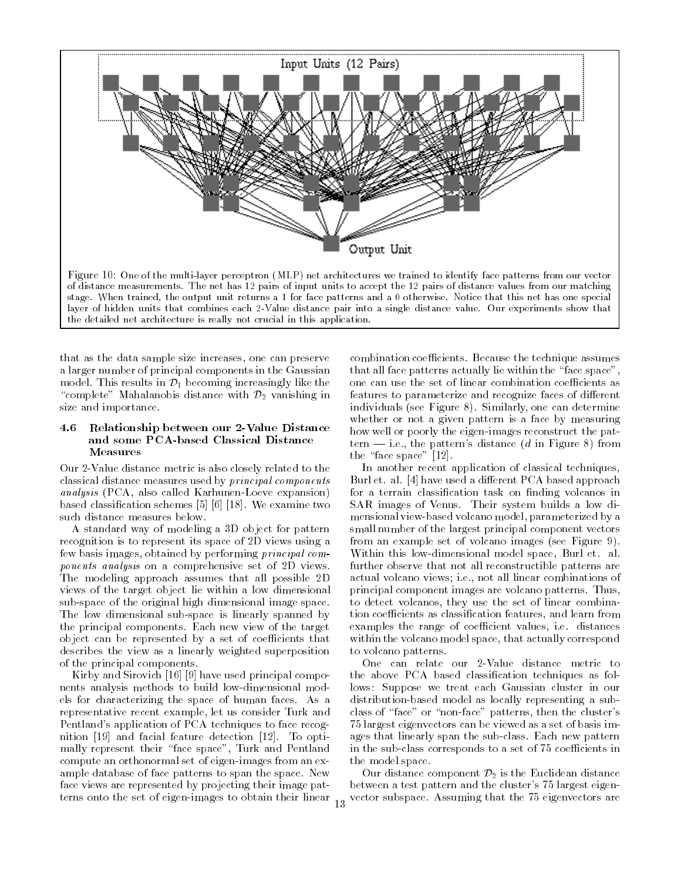Figure 10: One of the multi-layer perceptron (MLP) net architectures we trained to identify face patterns from our vector of distance measurements. The net has 12 pairs of input units to accept the 12 pairs of distance values from our matching stage. When trained, the output unit returns a 1 for face patterns and a 0 otherwise. Notice that this net has one special layer of hidden units that combines each 2-Value distance pair into a single distance value. Our experiments show that the detailed net architecture is really not crucial in this application.

that as the data sample size increases, one can preserve a larger number of principal components in the Gaussian model. This results in $\mathcal{D}_1$ becoming increasingly like the "complete" Mahalanobis distance with $\mathcal{D}_2$ vanishing in size and importance.

### 4.6 Relationship between our 2-Value Distance and some PCA-based Classical Distance Measures

Our 2-Value distance metric is also closely related to the classical distance measures used by *principal components analysis* (PCA, also called Karhunen-Loeve expansion) based classification schemes [5] [6] [18]. We examine two such distance measures below.

A standard way of modeling a 3D object for pattern recognition is to represent its space of 2D views using a few basis images, obtained by performing *principal components analysis* on a comprehensive set of 2D views. The modeling approach assumes that all possible 2D views of the target object lie within a low dimensional sub-space of the original high dimensional image space. The low dimensional sub-space is linearly spanned by the principal components. Each new view of the target object can be represented by a set of coefficients that describes the view as a linearly weighted superposition of the principal components.

Kirby and Sirovich [16] [9] have used principal components analysis methods to build low-dimensional models for characterizing the space of human faces. As a representative recent example, let us consider Turk and Pentland's application of PCA techniques to face recognition [19] and facial feature detection [12]. To optimally represent their "face space", Turk and Pentland compute an orthonormal set of eigen-images from an example database of face patterns to span the space. New face views are represented by projecting their image patterns onto the set of eigen-images to obtain their linear combination coefficients. Because the technique assumes that all face patterns actually lie within the "face space", one can use the set of linear combination coefficients as features to parameterize and recognize faces of different individuals (see Figure 8). Similarly, one can determine whether or not a given pattern is a face by measuring how well or poorly the eigen-images reconstruct the pattern — i.e., the pattern's distance ($d$ in Figure 8) from the "face space" [12].

In another recent application of classical techniques, Burl et. al. [4] have used a different PCA based approach for a terrain classification task on finding volcanos in SAR images of Venus. Their system builds a low dimensional view-based volcano model, parameterized by a small number of the largest principal component vectors from an example set of volcano images (see Figure 9). Within this low-dimensional model space, Burl et. al. further observe that not all reconstructible patterns are actual volcano views; i.e., not all linear combinations of principal component images are volcano patterns. Thus, to detect volcanos, they use the set of linear combination coefficients as classification features, and learn from examples the range of coefficient values, i.e. distances within the volcano model space, that actually correspond to volcano patterns.

One can relate our 2-Value distance metric to the above PCA based classification techniques as follows: Suppose we treat each Gaussian cluster in our distribution-based model as locally representing a sub-class of "face" or "non-face" patterns, then the cluster's 75 largest eigenvectors can be viewed as a set of basis images that linearly span the sub-class. Each new pattern in the sub-class corresponds to a set of 75 coefficients in the model space.

Our distance component $\mathcal{D}_2$ is the Euclidean distance between a test pattern and the cluster's 75 largest eigenvector subspace. Assuming that the 75 eigenvectors are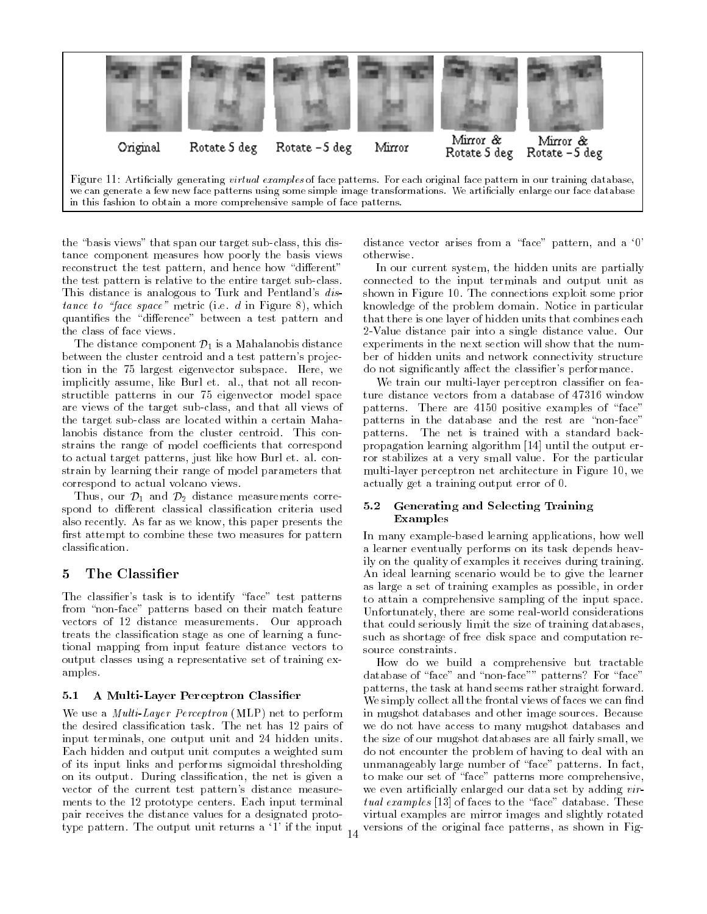Original Rotate 5 deg Rotate -5 deg Mirror Mirror & Rotate 5 deg Mirror & Rotate -5 deg

Figure 11: Artificially generating *virtual examples* of face patterns. For each original face pattern in our training database, we can generate a few new face patterns using some simple image transformations. We artificially enlarge our face database in this fashion to obtain a more comprehensive sample of face patterns.

the "basis views" that span our target sub-class, this distance component measures how poorly the basis views reconstruct the test pattern, and hence how "different" the test pattern is relative to the entire target sub-class. This distance is analogous to Turk and Pentland's *distance to "face space"* metric (i.e. $d$ in Figure 8), which quantifies the "difference" between a test pattern and the class of face views.

The distance component $\mathcal{D}_1$ is a Mahalanobis distance between the cluster centroid and a test pattern's projection in the 75 largest eigenvector subspace. Here, we implicitly assume, like Burl et. al., that not all reconstructible patterns in our 75 eigenvector model space are views of the target sub-class, and that all views of the target sub-class are located within a certain Mahalanobis distance from the cluster centroid. This constrains the range of model coefficients that correspond to actual target patterns, just like how Burl et. al. constrain by learning their range of model parameters that correspond to actual volcano views.

Thus, our $\mathcal{D}_1$ and $\mathcal{D}_2$ distance measurements correspond to different classical classification criteria used also recently. As far as we know, this paper presents the first attempt to combine these two measures for pattern classification.

# 5 The Classifier

The classifier's task is to identify "face" test patterns from "non-face" patterns based on their match feature vectors of 12 distance measurements. Our approach treats the classification stage as one of learning a functional mapping from input feature distance vectors to output classes using a representative set of training examples.

## 5.1 A Multi-Layer Perceptron Classifier

We use a *Multi-Layer Perceptron* (MLP) net to perform the desired classification task. The net has 12 pairs of input terminals, one output unit and 24 hidden units. Each hidden and output unit computes a weighted sum of its input links and performs sigmoidal thresholding on its output. During classification, the net is given a vector of the current test pattern's distance measurements to the 12 prototype centers. Each input terminal pair receives the distance values for a designated prototype pattern. The output unit returns a '1' if the input distance vector arises from a "face" pattern, and a '0' otherwise.

In our current system, the hidden units are partially connected to the input terminals and output unit as shown in Figure 10. The connections exploit some prior knowledge of the problem domain. Notice in particular that there is one layer of hidden units that combines each 2-Value distance pair into a single distance value. Our experiments in the next section will show that the number of hidden units and network connectivity structure do not significantly affect the classifier's performance.

We train our multi-layer perceptron classifier on feature distance vectors from a database of 47316 window patterns. There are 4150 positive examples of "face" patterns in the database and the rest are "non-face" patterns. The net is trained with a standard backpropagation learning algorithm [14] until the output error stabilizes at a very small value. For the particular multi-layer perceptron net architecture in Figure 10, we actually get a training output error of 0.

## 5.2 Generating and Selecting Training Examples

In many example-based learning applications, how well a learner eventually performs on its task depends heavily on the quality of examples it receives during training. An ideal learning scenario would be to give the learner as large a set of training examples as possible, in order to attain a comprehensive sampling of the input space. Unfortunately, there are some real-world considerations that could seriously limit the size of training databases, such as shortage of free disk space and computation resource constraints.

How do we build a comprehensive but tractable database of "face" and "non-face"" patterns? For "face" patterns, the task at hand seems rather straight forward. We simply collect all the frontal views of faces we can find in mugshot databases and other image sources. Because we do not have access to many mugshot databases and the size of our mugshot databases are all fairly small, we do not encounter the problem of having to deal with an unmanageably large number of "face" patterns. In fact, to make our set of "face" patterns more comprehensive, we even artificially enlarged our data set by adding *virtual examples* [13] of faces to the "face" database. These virtual examples are mirror images and slightly rotated versions of the original face patterns, as shown in Fig-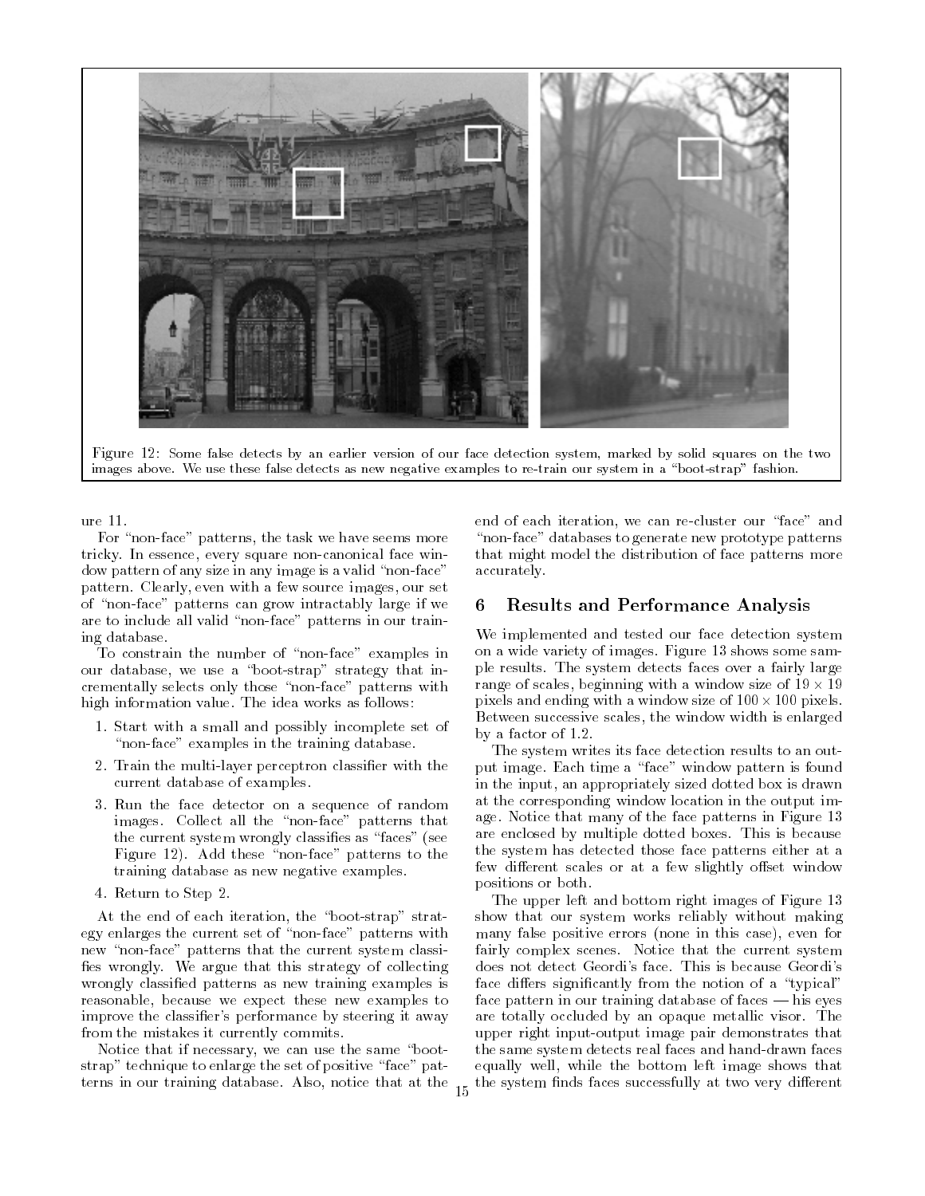Figure 12: Some false detects by an earlier version of our face detection system, marked by solid squares on the two images above. We use these false detects as new negative examples to re-train our system in a "boot-strap" fashion.

ure 11.

For "non-face" patterns, the task we have seems more tricky. In essence, every square non-canonical face window pattern of any size in any image is a valid "non-face" pattern. Clearly, even with a few source images, our set of "non-face" patterns can grow intractably large if we are to include all valid "non-face" patterns in our training database.

To constrain the number of "non-face" examples in our database, we use a "boot-strap" strategy that incrementally selects only those "non-face" patterns with high information value. The idea works as follows:

1. Start with a small and possibly incomplete set of "non-face" examples in the training database.
2. Train the multi-layer perceptron classifier with the current database of examples.
3. Run the face detector on a sequence of random images. Collect all the "non-face" patterns that the current system wrongly classifies as "faces" (see Figure 12). Add these "non-face" patterns to the training database as new negative examples.
4. Return to Step 2.

At the end of each iteration, the "boot-strap" strategy enlarges the current set of "non-face" patterns with new "non-face" patterns that the current system classifies wrongly. We argue that this strategy of collecting wrongly classified patterns as new training examples is reasonable, because we expect these new examples to improve the classifier's performance by steering it away from the mistakes it currently commits.

Notice that if necessary, we can use the same "boot-strap" technique to enlarge the set of positive "face" patterns in our training database. Also, notice that at the end of each iteration, we can re-cluster our "face" and "non-face" databases to generate new prototype patterns that might model the distribution of face patterns more accurately.

## 6 Results and Performance Analysis

We implemented and tested our face detection system on a wide variety of images. Figure 13 shows some sample results. The system detects faces over a fairly large range of scales, beginning with a window size of $19 \times 19$ pixels and ending with a window size of $100 \times 100$ pixels. Between successive scales, the window width is enlarged by a factor of 1.2.

The system writes its face detection results to an output image. Each time a "face" window pattern is found in the input, an appropriately sized dotted box is drawn at the corresponding window location in the output image. Notice that many of the face patterns in Figure 13 are enclosed by multiple dotted boxes. This is because the system has detected those face patterns either at a few different scales or at a few slightly offset window positions or both.

The upper left and bottom right images of Figure 13 show that our system works reliably without making many false positive errors (none in this case), even for fairly complex scenes. Notice that the current system does not detect Geordi's face. This is because Geordi's face differs significantly from the notion of a "typical" face pattern in our training database of faces — his eyes are totally occluded by an opaque metallic visor. The upper right input-output image pair demonstrates that the same system detects real faces and hand-drawn faces equally well, while the bottom left image shows that the system finds faces successfully at two very different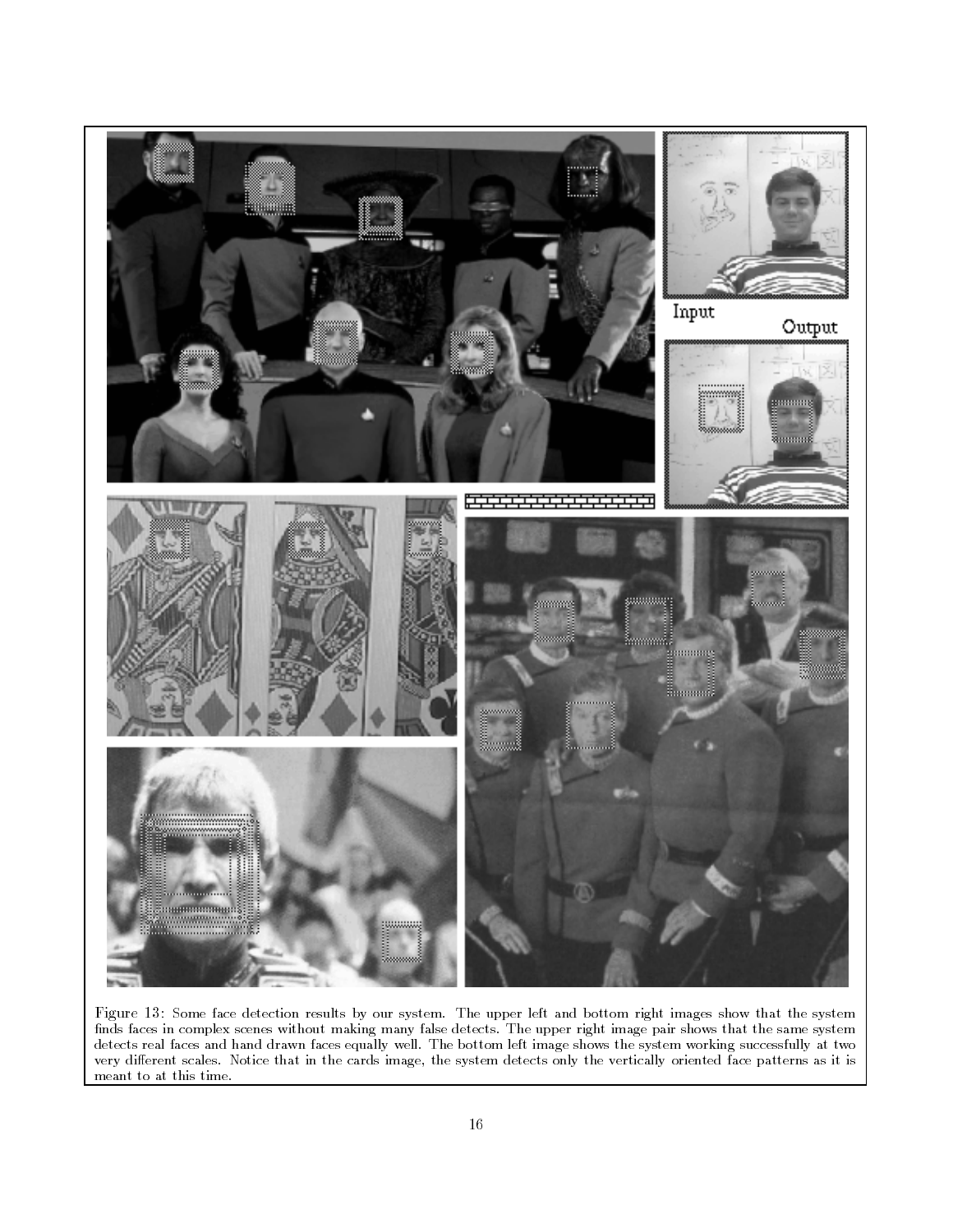Figure 13: Some face detection results by our system. The upper left and bottom right images show that the system finds faces in complex scenes without making many false detects. The upper right image pair shows that the same system detects real faces and hand drawn faces equally well. The bottom left image shows the system working successfully at two very different scales. Notice that in the cards image, the system detects only the vertically oriented face patterns as it is meant to at this time.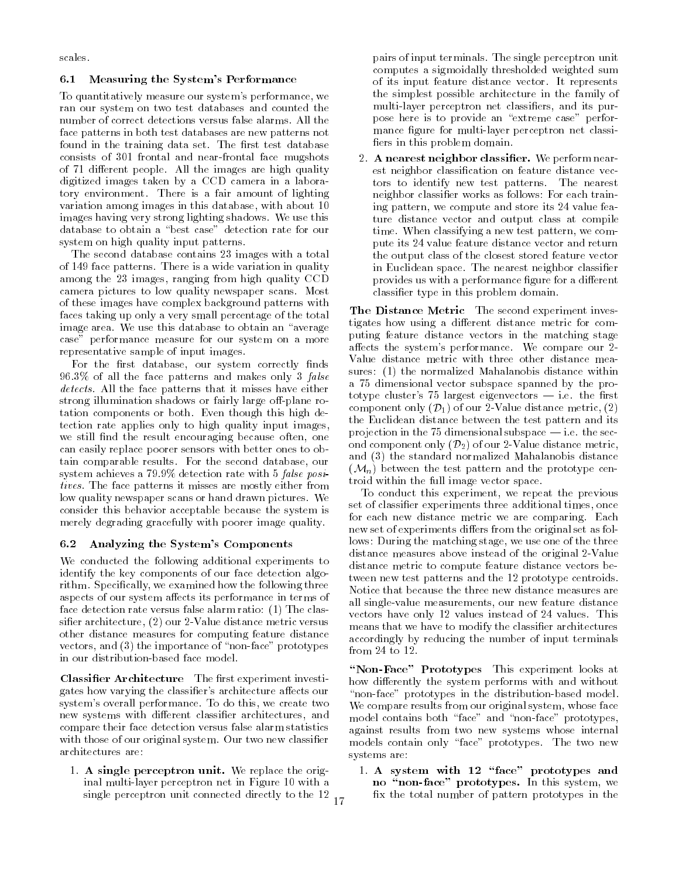scales.

### 6.1 Measuring the System's Performance

To quantitatively measure our system's performance, we ran our system on two test databases and counted the number of correct detections versus false alarms. All the face patterns in both test databases are new patterns not found in the training data set. The first test database consists of 301 frontal and near-frontal face mugshots of 71 different people. All the images are high quality digitized images taken by a CCD camera in a laboratory environment. There is a fair amount of lighting variation among images in this database, with about 10 images having very strong lighting shadows. We use this database to obtain a "best case" detection rate for our system on high quality input patterns.

The second database contains 23 images with a total of 149 face patterns. There is a wide variation in quality among the 23 images, ranging from high quality CCD camera pictures to low quality newspaper scans. Most of these images have complex background patterns with faces taking up only a very small percentage of the total image area. We use this database to obtain an "average case" performance measure for our system on a more representative sample of input images.

For the first database, our system correctly finds 96.3% of all the face patterns and makes only 3 *false detects*. All the face patterns that it misses have either strong illumination shadows or fairly large off-plane rotation components or both. Even though this high detection rate applies only to high quality input images, we still find the result encouraging because often, one can easily replace poorer sensors with better ones to obtain comparable results. For the second database, our system achieves a 79.9% detection rate with 5 *false positives*. The face patterns it misses are mostly either from low quality newspaper scans or hand drawn pictures. We consider this behavior acceptable because the system is merely degrading gracefully with poorer image quality.

### 6.2 Analyzing the System's Components

We conducted the following additional experiments to identify the key components of our face detection algorithm. Specifically, we examined how the following three aspects of our system affects its performance in terms of face detection rate versus false alarm ratio: (1) The classifier architecture, (2) our 2-Value distance metric versus other distance measures for computing feature distance vectors, and (3) the importance of "non-face" prototypes in our distribution-based face model.

**Classifier Architecture** The first experiment investigates how varying the classifier's architecture affects our system's overall performance. To do this, we create two new systems with different classifier architectures, and compare their face detection versus false alarm statistics with those of our original system. Our two new classifier architectures are:

1. **A single perceptron unit.** We replace the original multi-layer perceptron net in Figure 10 with a single perceptron unit connected directly to the 12 pairs of input terminals. The single perceptron unit computes a sigmoidally thresholded weighted sum of its input feature distance vector. It represents the simplest possible architecture in the family of multi-layer perceptron net classifiers, and its purpose here is to provide an "extreme case" performance figure for multi-layer perceptron net classifiers in this problem domain.

2. **A nearest neighbor classifier.** We perform nearest neighbor classification on feature distance vectors to identify new test patterns. The nearest neighbor classifier works as follows: For each training pattern, we compute and store its 24 value feature distance vector and output class at compile time. When classifying a new test pattern, we compute its 24 value feature distance vector and return the output class of the closest stored feature vector in Euclidean space. The nearest neighbor classifier provides us with a performance figure for a different classifier type in this problem domain.

**The Distance Metric** The second experiment investigates how using a different distance metric for computing feature distance vectors in the matching stage affects the system's performance. We compare our 2-Value distance metric with three other distance measures: (1) the normalized Mahalanobis distance within a 75 dimensional vector subspace spanned by the prototype cluster's 75 largest eigenvectors — i.e. the first component only ($\mathcal{D}_1$) of our 2-Value distance metric, (2) the Euclidean distance between the test pattern and its projection in the 75 dimensional subspace — i.e. the second component only ($\mathcal{D}_2$) of our 2-Value distance metric, and (3) the standard normalized Mahalanobis distance ($\mathcal{M}_n$) between the test pattern and the prototype centroid within the full image vector space.

To conduct this experiment, we repeat the previous set of classifier experiments three additional times, once for each new distance metric we are comparing. Each new set of experiments differs from the original set as follows: During the matching stage, we use one of the three distance measures above instead of the original 2-Value distance metric to compute feature distance vectors between new test patterns and the 12 prototype centroids. Notice that because the three new distance measures are all single-value measurements, our new feature distance vectors have only 12 values instead of 24 values. This means that we have to modify the classifier architectures accordingly by reducing the number of input terminals from 24 to 12.

**"Non-Face" Prototypes** This experiment looks at how differently the system performs with and without "non-face" prototypes in the distribution-based model. We compare results from our original system, whose face model contains both "face" and "non-face" prototypes, against results from two new systems whose internal models contain only "face" prototypes. The two new systems are:

1. **A system with 12 "face" prototypes and no "non-face" prototypes.** In this system, we fix the total number of pattern prototypes in the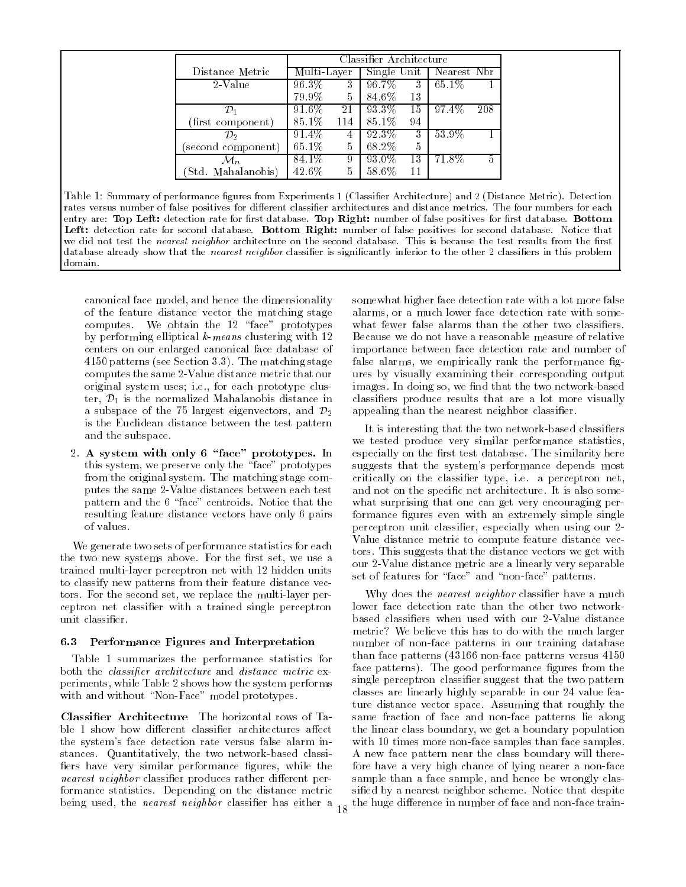| Distance Metric | Classifier Architecture | | | | | |
|---|---|---|---|---|---|---|
| | Multi-Layer | | Single Unit | | Nearest Nbr | |
| 2-Value | 96.3% | 3 | 96.7% | 3 | 65.1% | 1 |
| | 79.9% | 5 | 84.6% | 13 | | |
| $\mathcal{D}_1$ | 91.6% | 21 | 93.3% | 15 | 97.4% | 208 |
| (first component) | 85.1% | 114 | 85.1% | 94 | | |
| $\mathcal{D}_2$ | 91.4% | 4 | 92.3% | 3 | 53.9% | 1 |
| (second component) | 65.1% | 5 | 68.2% | 5 | | |
| $\mathcal{M}_n$ | 84.1% | 9 | 93.0% | 13 | 71.8% | 5 |
| (Std. Mahalanobis) | 42.6% | 5 | 58.6% | 11 | | |

Table 1: Summary of performance figures from Experiments 1 (Classifier Architecture) and 2 (Distance Metric). Detection rates versus number of false positives for different classifier architectures and distance metrics. The four numbers for each entry are: **Top Left:** detection rate for first database. **Top Right:** number of false positives for first database. **Bottom Left:** detection rate for second database. **Bottom Right:** number of false positives for second database. Notice that we did not test the *nearest neighbor* architecture on the second database. This is because the test results from the first database already show that the *nearest neighbor* classifier is significantly inferior to the other 2 classifiers in this problem domain.

canonical face model, and hence the dimensionality of the feature distance vector the matching stage computes. We obtain the 12 "face" prototypes by performing elliptical *k-means* clustering with 12 centers on our enlarged canonical face database of 4150 patterns (see Section 3.3). The matching stage computes the same 2-Value distance metric that our original system uses; i.e., for each prototype cluster, $\mathcal{D}_1$ is the normalized Mahalanobis distance in a subspace of the 75 largest eigenvectors, and $\mathcal{D}_2$ is the Euclidean distance between the test pattern and the subspace.

2. **A system with only 6 "face" prototypes.** In this system, we preserve only the "face" prototypes from the original system. The matching stage computes the same 2-Value distances between each test pattern and the 6 "face" centroids. Notice that the resulting feature distance vectors have only 6 pairs of values.

We generate two sets of performance statistics for each the two new systems above. For the first set, we use a trained multi-layer perceptron net with 12 hidden units to classify new patterns from their feature distance vectors. For the second set, we replace the multi-layer perceptron net classifier with a trained single perceptron unit classifier.

### 6.3 Performance Figures and Interpretation

Table 1 summarizes the performance statistics for both the *classifier architecture* and *distance metric* experiments, while Table 2 shows how the system performs with and without "Non-Face" model prototypes.

**Classifier Architecture** The horizontal rows of Table 1 show how different classifier architectures affect the system's face detection rate versus false alarm instances. Quantitatively, the two network-based classifiers have very similar performance figures, while the *nearest neighbor* classifier produces rather different performance statistics. Depending on the distance metric being used, the *nearest neighbor* classifier has either a somewhat higher face detection rate with a lot more false alarms, or a much lower face detection rate with somewhat fewer false alarms than the other two classifiers. Because we do not have a reasonable measure of relative importance between face detection rate and number of false alarms, we empirically rank the performance figures by visually examining their corresponding output images. In doing so, we find that the two network-based classifiers produce results that are a lot more visually appealing than the nearest neighbor classifier.

It is interesting that the two network-based classifiers we tested produce very similar performance statistics, especially on the first test database. The similarity here suggests that the system's performance depends most critically on the classifier type, i.e. a perceptron net, and not on the specific net architecture. It is also somewhat surprising that one can get very encouraging performance figures even with an extremely simple single perceptron unit classifier, especially when using our 2-Value distance metric to compute feature distance vectors. This suggests that the distance vectors we get with our 2-Value distance metric are a linearly very separable set of features for "face" and "non-face" patterns.

Why does the *nearest neighbor* classifier have a much lower face detection rate than the other two network-based classifiers when used with our 2-Value distance metric? We believe this has to do with the much larger number of non-face patterns in our training database than face patterns (43166 non-face patterns versus 4150 face patterns). The good performance figures from the single perceptron classifier suggest that the two pattern classes are linearly highly separable in our 24 value feature distance vector space. Assuming that roughly the same fraction of face and non-face patterns lie along the linear class boundary, we get a boundary population with 10 times more non-face samples than face samples. A new face pattern near the class boundary will therefore have a very high chance of lying nearer a non-face sample than a face sample, and hence be wrongly classified by a nearest neighbor scheme. Notice that despite the huge difference in number of face and non-face train-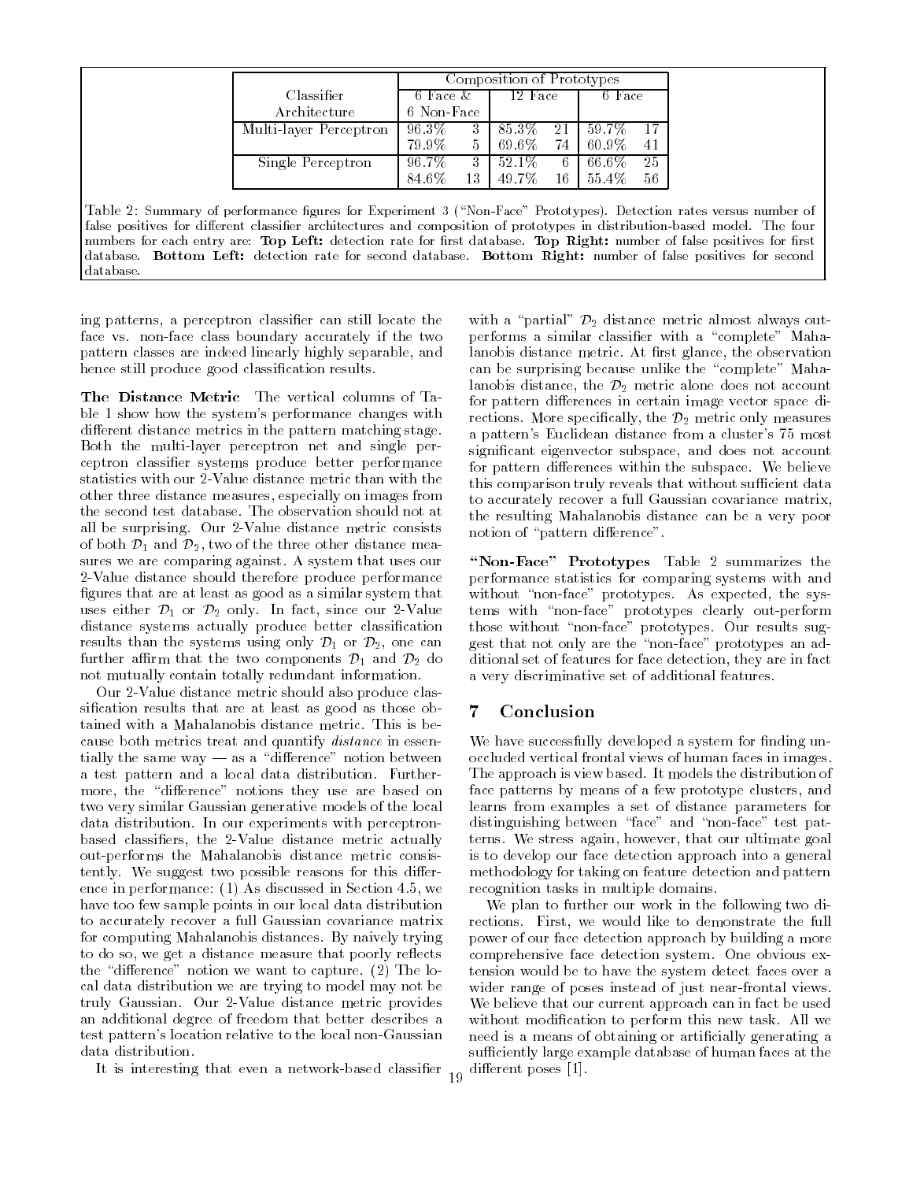| Classifier Architecture | Composition of Prototypes | | | | | |
|---|---|---|---|---|---|---|
| | 6 Face & 6 Non-Face | | 12 Face | | 6 Face | |
| Multi-layer Perceptron | 96.3% | 3 | 85.3% | 21 | 59.7% | 17 |
| | 79.9% | 5 | 69.6% | 74 | 60.9% | 41 |
| Single Perceptron | 96.7% | 3 | 52.1% | 6 | 66.6% | 25 |
| | 84.6% | 13 | 49.7% | 16 | 55.4% | 56 |

Table 2: Summary of performance figures for Experiment 3 ("Non-Face" Prototypes). Detection rates versus number of false positives for different classifier architectures and composition of prototypes in distribution-based model. The four numbers for each entry are: **Top Left:** detection rate for first database. **Top Right:** number of false positives for first database. **Bottom Left:** detection rate for second database. **Bottom Right:** number of false positives for second database.

ing patterns, a perceptron classifier can still locate the face vs. non-face class boundary accurately if the two pattern classes are indeed linearly highly separable, and hence still produce good classification results.

**The Distance Metric** The vertical columns of Table 1 show how the system's performance changes with different distance metrics in the pattern matching stage. Both the multi-layer perceptron net and single perceptron classifier systems produce better performance statistics with our 2-Value distance metric than with the other three distance measures, especially on images from the second test database. The observation should not at all be surprising. Our 2-Value distance metric consists of both $\mathcal{D}_1$ and $\mathcal{D}_2$, two of the three other distance measures we are comparing against. A system that uses our 2-Value distance should therefore produce performance figures that are at least as good as a similar system that uses either $\mathcal{D}_1$ or $\mathcal{D}_2$ only. In fact, since our 2-Value distance systems actually produce better classification results than the systems using only $\mathcal{D}_1$ or $\mathcal{D}_2$, one can further affirm that the two components $\mathcal{D}_1$ and $\mathcal{D}_2$ do not mutually contain totally redundant information.

Our 2-Value distance metric should also produce classification results that are at least as good as those obtained with a Mahalanobis distance metric. This is because both metrics treat and quantify *distance* in essentially the same way — as a "difference" notion between a test pattern and a local data distribution. Furthermore, the "difference" notions they use are based on two very similar Gaussian generative models of the local data distribution. In our experiments with perceptron-based classifiers, the 2-Value distance metric actually out-performs the Mahalanobis distance metric consistently. We suggest two possible reasons for this difference in performance: (1) As discussed in Section 4.5, we have too few sample points in our local data distribution to accurately recover a full Gaussian covariance matrix for computing Mahalanobis distances. By naively trying to do so, we get a distance measure that poorly reflects the "difference" notion we want to capture. (2) The local data distribution we are trying to model may not be truly Gaussian. Our 2-Value distance metric provides an additional degree of freedom that better describes a test pattern's location relative to the local non-Gaussian data distribution.

It is interesting that even a network-based classifier with a "partial" $\mathcal{D}_2$ distance metric almost always out-performs a similar classifier with a "complete" Mahalanobis distance metric. At first glance, the observation can be surprising because unlike the "complete" Mahalanobis distance, the $\mathcal{D}_2$ metric alone does not account for pattern differences in certain image vector space directions. More specifically, the $\mathcal{D}_2$ metric only measures a pattern's Euclidean distance from a cluster's 75 most significant eigenvector subspace, and does not account for pattern differences within the subspace. We believe this comparison truly reveals that without sufficient data to accurately recover a full Gaussian covariance matrix, the resulting Mahalanobis distance can be a very poor notion of "pattern difference".

**"Non-Face" Prototypes** Table 2 summarizes the performance statistics for comparing systems with and without "non-face" prototypes. As expected, the systems with "non-face" prototypes clearly out-perform those without "non-face" prototypes. Our results suggest that not only are the "non-face" prototypes an additional set of features for face detection, they are in fact a very discriminative set of additional features.

## 7 Conclusion

We have successfully developed a system for finding unoccluded vertical frontal views of human faces in images. The approach is view based. It models the distribution of face patterns by means of a few prototype clusters, and learns from examples a set of distance parameters for distinguishing between "face" and "non-face" test patterns. We stress again, however, that our ultimate goal is to develop our face detection approach into a general methodology for taking on feature detection and pattern recognition tasks in multiple domains.

We plan to further our work in the following two directions. First, we would like to demonstrate the full power of our face detection approach by building a more comprehensive face detection system. One obvious extension would be to have the system detect faces over a wider range of poses instead of just near-frontal views. We believe that our current approach can in fact be used without modification to perform this new task. All we need is a means of obtaining or artificially generating a sufficiently large example database of human faces at the different poses [1].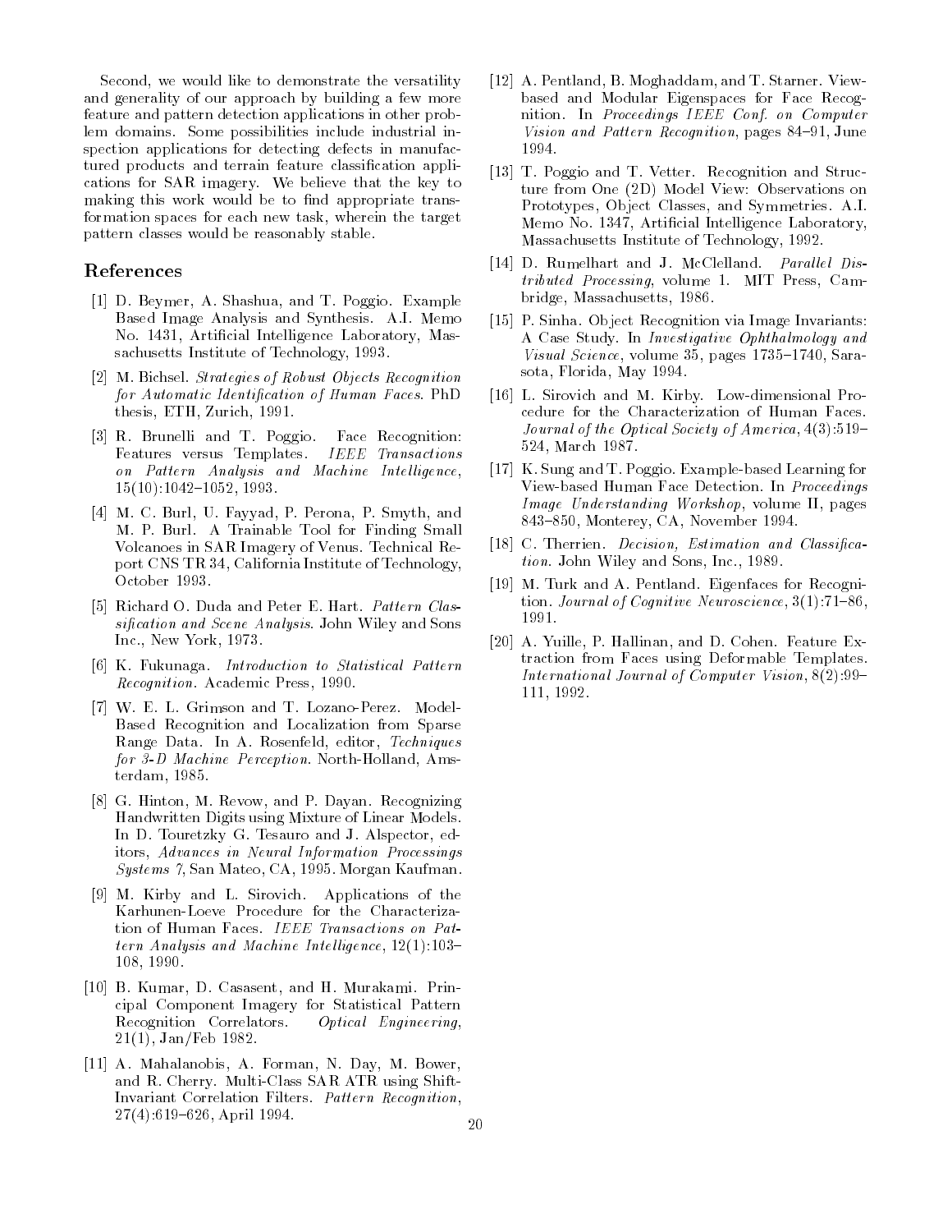Second, we would like to demonstrate the versatility and generality of our approach by building a few more feature and pattern detection applications in other problem domains. Some possibilities include industrial inspection applications for detecting defects in manufactured products and terrain feature classification applications for SAR imagery. We believe that the key to making this work would be to find appropriate transformation spaces for each new task, wherein the target pattern classes would be reasonably stable.

## References

[1] D. Beymer, A. Shashua, and T. Poggio. Example Based Image Analysis and Synthesis. A.I. Memo No. 1431, Artificial Intelligence Laboratory, Massachusetts Institute of Technology, 1993.

[2] M. Bichsel. *Strategies of Robust Objects Recognition for Automatic Identification of Human Faces*. PhD thesis, ETH, Zurich, 1991.

[3] R. Brunelli and T. Poggio. Face Recognition: Features versus Templates. *IEEE Transactions on Pattern Analysis and Machine Intelligence*, 15(10):1042–1052, 1993.

[4] M. C. Burl, U. Fayyad, P. Perona, P. Smyth, and M. P. Burl. A Trainable Tool for Finding Small Volcanoes in SAR Imagery of Venus. Technical Report CNS TR 34, California Institute of Technology, October 1993.

[5] Richard O. Duda and Peter E. Hart. *Pattern Classification and Scene Analysis*. John Wiley and Sons Inc., New York, 1973.

[6] K. Fukunaga. *Introduction to Statistical Pattern Recognition*. Academic Press, 1990.

[7] W. E. L. Grimson and T. Lozano-Perez. Model-Based Recognition and Localization from Sparse Range Data. In A. Rosenfeld, editor, *Techniques for 3-D Machine Perception*. North-Holland, Amsterdam, 1985.

[8] G. Hinton, M. Revow, and P. Dayan. Recognizing Handwritten Digits using Mixture of Linear Models. In D. Touretzky G. Tesauro and J. Alspector, editors, *Advances in Neural Information Processings Systems 7*, San Mateo, CA, 1995. Morgan Kaufman.

[9] M. Kirby and L. Sirovich. Applications of the Karhunen-Loeve Procedure for the Characterization of Human Faces. *IEEE Transactions on Pattern Analysis and Machine Intelligence*, 12(1):103–108, 1990.

[10] B. Kumar, D. Casasent, and H. Murakami. Principal Component Imagery for Statistical Pattern Recognition Correlators. *Optical Engineering*, 21(1), Jan/Feb 1982.

[11] A. Mahalanobis, A. Forman, N. Day, M. Bower, and R. Cherry. Multi-Class SAR ATR using Shift-Invariant Correlation Filters. *Pattern Recognition*, 27(4):619–626, April 1994.

[12] A. Pentland, B. Moghaddam, and T. Starner. View-based and Modular Eigenspaces for Face Recognition. In *Proceedings IEEE Conf. on Computer Vision and Pattern Recognition*, pages 84–91, June 1994.

[13] T. Poggio and T. Vetter. Recognition and Structure from One (2D) Model View: Observations on Prototypes, Object Classes, and Symmetries. A.I. Memo No. 1347, Artificial Intelligence Laboratory, Massachusetts Institute of Technology, 1992.

[14] D. Rumelhart and J. McClelland. *Parallel Distributed Processing*, volume 1. MIT Press, Cambridge, Massachusetts, 1986.

[15] P. Sinha. Object Recognition via Image Invariants: A Case Study. In *Investigative Ophthalmology and Visual Science*, volume 35, pages 1735–1740, Sarasota, Florida, May 1994.

[16] L. Sirovich and M. Kirby. Low-dimensional Procedure for the Characterization of Human Faces. *Journal of the Optical Society of America*, 4(3):519–524, March 1987.

[17] K. Sung and T. Poggio. Example-based Learning for View-based Human Face Detection. In *Proceedings Image Understanding Workshop*, volume II, pages 843–850, Monterey, CA, November 1994.

[18] C. Therrien. *Decision, Estimation and Classification*. John Wiley and Sons, Inc., 1989.

[19] M. Turk and A. Pentland. Eigenfaces for Recognition. *Journal of Cognitive Neuroscience*, 3(1):71–86, 1991.

[20] A. Yuille, P. Hallinan, and D. Cohen. Feature Extraction from Faces using Deformable Templates. *International Journal of Computer Vision*, 8(2):99–111, 1992.